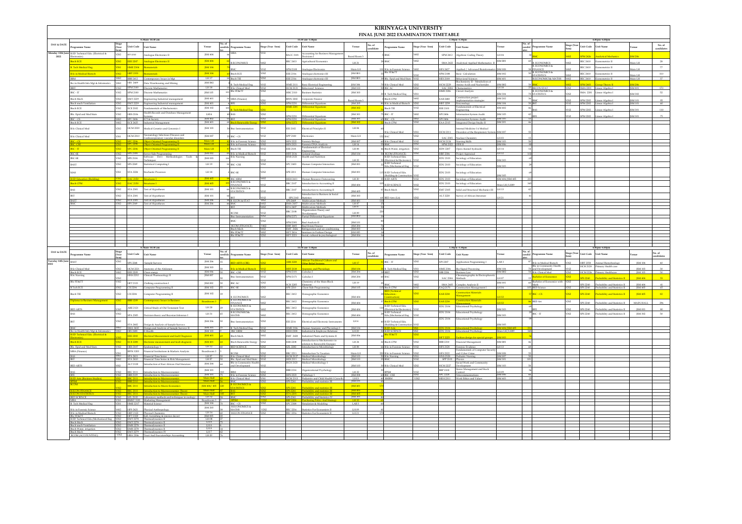# KIRINYAGA UNIVERSITY

## FINAL JUNE 2022 EXAMINATION TIMETABLE

### Monday 13th June 2022

**8.30am–10.30am**

| Programme Name | Stage (Year Sem) | Unit Code | Unit Name | Venue | No. of candidates |
|---|---|---|---|---|---|
| B.ED Technical Educ. (Electrical & Electronics) | Y3S2 | EET 2210 | Analogue Electronics II | JSM 404 | 9 |
| Btech ECE | Y2S2 | EEE 2207 | Analogue Electronics II | JSM 404 | 40 |
| B. Tech Medical Eng | Y3S1 | BME 2304 | Biomaterials | JSM 104 | |
| B.Sc in Medical Biotech | Y3S2 | BBT 2333 | Biomaterials | JSM 104 | |
| BBM | Y4S2 | BBB 2412 | Contemporary Issues in Mgt | LH 17 | |
| Bsc in Health Info Mgt & Informatics | Y4S2 | HIE 2409 | Data Warehousing and Mining | JSM 002 | |
| BBIT | Y1S2 | SPM 2100 | Discrete Mathematics | LH 18 | |
| BSC - IT | Y1S2 | SPM 2100 | Discrete Mathematics | JSM 105 | 101 |
| Btech Mech | Y2S2 | EMT 2229 | Engineering Industrial management | JSM 401 | 75 |
| Btech mech Ventilation | Y2S2 | EMT 2229 | Engineering Industrial management | JSM 401 | 1 |
| Btech ECE | Y2S2 | ECE 2102 | Fundamentals of Mechatronics | JSM 102 | 101 |
| BSc. Epid and Med Stats | Y3S2 | HES 2106 | Health Records and Database Management Systems | LH14 | 40 |
| BSC – CS | Y3S2 | SPC 2406 | ICT & Society | JSM 402 | 53 |
| Btech ECE | Y4S2 | ECE 2425 | Industrial Management | JSM 401 | 44 |
| B.Sc Clinical Med | Y2S2 | HCM 2220 | Medical Genetics and Genomics I | JSM 103 | 50 |
| B.Sc Clinical Med | Y3S1 | HCM 2310 | Neonatology: Infectious Diseases and Cardiorespiratory vascular disorders | JSM 007 | 53 |
| BSC – CS | Y2S2 | SPC 2206 | Object Oriented Programming II | Main LH | 84 |
| BSC – CSE | Y2S2 | SPC 2206 | Object Oriented Programming II | Main LH | 16 |
| BSC – IT | Y2S2 | SPC 2206 | Object Oriented Programming II | Main LH | |
| BSC-SE | Y3S2 | SPE 2306 | Server Side Programming | JSM 002 | 40 |
| BSC-SE | Y3S2 | SPE 2106 | Software Devt Methodologies Tools & Techniques | JSM 003 | |
| BAST | Y2S2 | SPS 2249 | Statistical Computing I | LH 19 | 6 |
| MAS | Y3S1 | STA 3226 | Stochastic Processes | LH 19 | 4 |
| B.ED Education (Building) | Y2S2 | EAC 2150 | Structures I | JSM 405 | |
| Btech CPM | Y2S2 | EAC 2150 | Structures I | JSM 405 | 100 |
| BAS | Y3S2 | STA 2301 | Test of Hypotheses | JSM 101 | 60 |
| BST | Y3S2 | STA 2301 | Test of Hypotheses | JSM 101 | |
| BAST | Y3S2 | STA 2301 | Test of Hypotheses | JSM 206 | 18 |
| BAS | Y3S2 | SPS 2349 | Test of Hypotheses | JSM 206 | 6 |

**11.00am–1.00pm**

| Programme Name | Stage (Year Sem) | Unit Code | Unit Name | Venue | No. of candidate |
|---|---|---|---|---|---|
| BBA | Y1S1 | BACC 3101 | Accounting for Business Management Decisions | Board Room 5 | |
| B.ECONOMICS | Y4S2 | BEC 2413 | Agricultural Economics | LH 21 | |
| BSC | Y1S2 | SPH 2100 | Analogue Electronics | Main LH | |
| Btech ECE | Y3S2 | EEE 2316 | Analogue electronics III | JSM 801 | |
| Btech TIE | Y3S2 | EEE 2316 | Analogue electronics III | JSM 801 | |
| B. Tech Medical Eng | Y1S2 | EME 2111 | Basic Electrical Engineering | Board Room 3 | |
| B.Sc Clinical Med | Y1S2 | HCM 2120 | Behavioral Sciences | JSM 103 | |
| HBC | Y3S2 | HBC 2110 | Business Statistics | JSM 303 | |
| MBA (Finance) | Y1S2 | BFIN 3202 | Corporate Finance | Board Room 3 | |
| BBT | | SPM 2231 | Differential Equations | JSM 205 | |
| B. Tech Medical Eng | Y2S1 | EME 2231 | Differential Equations | JSM 302 | |
| BAS | Y2S2 | SPM 2231 | Differential Equations | JSM 301 | |
| BST | Y2S2 | SPM 2231 | Differential Equations | JSM 401 | |
| Btech Renewable Energy | Y2S2 | SPM 2272 | Differential Equations | JSM 301 | |
| Bsc Instrumentation | Y1S2 | EEI 2102 | Electrical Principles II | LH 04 | |
| BSC – CS | Y1S2 | SPP 2100 | Electronics | Main LH | |
| B.Sc in Forensic Science | Y2S2 | HFS 2222 | Forensic Biology | JSM 007 | |
| B.Sc in Forensic Science | Y2S2 | HFS 2221 | Forensic DNA Analysis | LH 14 | |
| Btech TIE | Y1S2 | EEE 2101 | Fundamentals of Electrical Engineering | LH 08 | |
| B.Sc in Medical Biotech | Y3S2 | HBT 2136 | General Zoology | JSM 104 | |
| B.Sc Nursing | Y1S2 | HNR 2121 | Health and Nutrition | LH 22 | |
| BSC – CSE | Y3S2 | SPC 2403 | Human Computer Interaction | JSM 001 | |
| BSC-SE | Y2S2 | SPE 2211 | Human Computer Interaction | JSM 003 | |
| BSC HRM | Y4S2 | HRM 2411 | Human Resource Outsourcing | LH 20 | |
| B.ECONOMICS & FINANCE | Y1S2 | BBC 2107 | Introduction to Accounting II | JSM 404 | |
| B.ECONOMICS & STATISTICS | Y1S2 | BBC 2107 | Introduction to Accounting II | JSM 405 | |
| BST | Y1S2 | SPS 2160 | Introduction to Business & Social Statistics | JSM 303 | |
| B.ECON & STAT | Y2S2 | SPS 2449 | Multivariate Methods | JSM 403 | |
| BAS | Y4S2 | STA 2407 | Multivariate Methods | LH 07 | |
| BST | Y4S2 | STA 2407 | Multivariate Methods | LH 07 | |
| BCOM | Y1S2 | BBC 2108 | Organization Theory and Development | LH 09 | |
| Bsc Instrumentation | Y3S2 | SPM 2373 | Partial Differential Equations | JSM 002 | |
| BMC | Y3S2 | SPM 2301 | Real Analysis II | JSM 101 | |
| BCOM (FINANCE) | Y3S2 | BBF 2403 | Real Estate Finance | JSM 204 | |
| Btech Mech | Y4S2 | EMT 2426 | Refrigeration and air conditioning | JSM 003 | |
| Bsc FD&TT | Y4S2 | HFT 2416 | Seminars in Fashion Design | JSM 005 | |
| Bsc FD&TT | Y2S2 | HFT 2223 | Social, cultural & psychological | JSM 004 | |

**1.30pm–3.30pm**

| Programme Name | Stage (Year Sem) | Unit Code | Unit Name | Venue | No. of candidates |
|---|---|---|---|---|---|
| BMC | Y4S2 | SPM 2412 | Algebraic Coding Theory | LH 04 | 38 |
| BMC | Y4S2 | SMA 2422 | Analytical Applied Mathematics II | JSM 005 | |
| B.Sc in Forensic Science | Y4S2 | HFS 2427 | Applied / Advanced Bioinformatics | JSM 003 | |
| BSc FD&TT | Y2S2 | SPM 2100 | Basic Calculus | JSM 002 | |
| BSc. Epid and Med Stats | Y1S2 | HES 2100 | Behavioral Sciences | JSM 401 | |
| B.Sc Clinical Med | Y2S2 | HCM 2229 | Biochemistry II – Metabolism of Amino Acids and Nucleotides | JSM 002 | |
| BSC AC | Y2S2 | SAC 2204 | Chemometrics | LH 16 | |
| B. Tech Medical Eng | Y2S1 | EME 2206 | Circuit Analysis | JSM 304 | |
| Btech CPM | Y4S2 | EAB 2480 | Construction project implementation strategies | JSM 202 | |
| Btech TIE | Y3S2 | EEE 2101 | Fundamentals of Electrical Engineering | JSM 402 | |
| BSC – IT | Y3S2 | SPI 2406 | Information Systems Audit | JSM 103 | |
| Btech CPM | Y3S2 | EAA 2115 | Integrated Design Studio II | JSM 201 | |
| B.Sc Clinical Med | Y3S1 | HCM 2311 | Internal Medicine I: a Medical Disorders of the Respiratory System | JSM 007 | 55 |
| BAC | Y2S2 | SAC 2165 | Nuclear Chemistry | LH 01 | 15 |
| B.Sc Nursing | Y2S2 | HCM 2124 | Nursing Skills | JSM 103 | |
| BMC | Y2S2 | SPM 2322 | ODE II | JSM 006 | |
| Btech Water, irrigation | Y2S2 | EEW 2207 | Open channel hydraulic | LH 14 | |
| B.COM (FINANCE) | Y4S2 | HEF 2406 | Project Appraisal | LH 12 | |
| B.ED Technical Educ. (Electrical & Electronics) | Y2S2 | EDU 2103 | Sociology of Education | JSM 303 | |
| B.ED Technical Edu. (Mechanical Eng) | Y2S2 | EDU 2103 | Sociology of Education | JSM 303 | |
| B.ED Technical Edu. (Building & Construction) | Y2S2 | EDU 2103 | Sociology of Education | JSM 303 | |
| B.ED ARTS | Y2S2 | EDU 2103 | Sociology of Education | JSM 404/JSM 405 | 211 |
| B.ED SCIENCE | Y2S2 | EDU 2103 | Sociology of Education | Main LH/LH09 | 343 |
| Btech Mech | Y2S2 | EMT 2305 | Solid and Structural Mechanics III | LH 13 | 42 |
| BED Arts (Lit) | Y2S2 | ALT 2220 | Survey of African literature | LH 21 | 43 |

**4.00pm–6.00pm**

| Programme Name | Stage (Year Sem) | Unit Code | Unit Name | Venue | No. of candidates |
|---|---|---|---|---|---|
| BMC | Y4S2 | SPM 2403 | Analytical Mechanics | JSM 206 | 28 |
| B.ECONOMICS | Y2S2 | BEC 2410 | Econometrics II | Main LH | |
| B.ECONOMICS & FINANCE | Y2S2 | BEC 2410 | Econometrics II | Main LH | 77 |
| B.ECONOMICS & STATISTICS | Y2S2 | BEC 2410 | Econometrics II | Main LH | |
| B.ECONOMICS& MATHS | Y4S2 | BEC 2410 | Econometrics II | Main LH | 37 |
| BMC | Y2S2 | SPM 2403 | Group Theory II | JSM 206 | |
| BECON STAT | Y2S2 | SMA 2201 | Linear Algebra I | JSM 801 | 170 |
| B.ECONOMICS & STATISTICS | Y2S2 | SMA 2201 | Linear Algebra I | JSM 302 | 52 |
| BMC | Y1S2 | SPM 2202 | Linear Algebra I | JSM 101 | 95 |
| BST | Y1S2 | SPM 2202 | Linear Algebra I | JSM 101 | |
| BAS | Y1S2 | SPM 2202 | Linear Algebra I | JSM 101 | 110 |
| BFE | Y1S2 | SPM 2202 | Linear Algebra I | JSM 101 | 75 |

### Tuesday 14th June 2022

**8.30am–10.30am**

| Programme Name | Stage (Year Sem) | Unit Code | Unit Name | Venue | No. of candidates |
|---|---|---|---|---|---|
| BAST | Y3S2 | SPS 2348 | Sample Surveys | JSM 206 | |
| B.Sc Clinical Med | Y1S2 | HCM 2221 | Anatomy of the Abdomen | JSM 303 | |
| Btech ECE | Y4S2 | EEE 2409 | Clean energy | JSM 006 | |
| B.Sc Nursing | Y2S2 | HNS 2212 | Clinical Pharmacology II | JSM 007 | |
| Bsc FD&TT | Y2S2 | HFT 2121 | Clothing construction I | JSM 002 | |
| B.Tech ECE | Y2S2 | CIT 2204 | Computer Programming II | JSM 102 | |
| Btech TIE | Y2S2 | CIT 2204 | Computer Programming II | JSM 102 | |
| Diploma in Business Management | Y2S2 | BBB 2109 | Contemporary Issues in Business Management | Boardroom 3 | |
| BED ARTS | Y2S2 | ARE 2121 | Critical Study of Old Testament Text | LH 20 | |
| BAS | Y3S2 | SPA 2305 | Decision theory and Bayesian Inference I | LH 31 | |
| BST | Y2S2 | STA 2402 | Design & Analysis of Sample Surveys | JSM 206 | |
| BAS | Y4S2 | SMA 2402 | Design and Analysis of Sample Surveys II | JSM 101 | |
| Bsc in Health Info Mgt & Informatics | Y3S2 | HIE 2409 | E-Health | JSM 103 | |
| B.ED Technical Educ. (Electrical & Electronics) | Y2S2 | EEE 2202 | Electrical Measurement and fault Diagnosis | JSM 401 | |
| Btech ECE | Y2S2 | ECE 2208 | Electronic measurement and fault diagnosis | JSM 401 | |
| BSc. Epid and Med Stats | Y4S2 | HES 2107 | Epidemiology I | LH 12 | |
| MBA (Finance) | Y1S1 | BFIN 3201 | Financial Institutions & Markets Analysis | Boardroom 3 | |
| BAS | Y3S2 | SPA 2421 | Financial Time Series | LH 07 | |
| BST | Y4S2 | STA 2410 | Financial Time Series & Risk Management | LH 07 | |
| BED ARTS | Y2S2 | ALT 2120 | Introduction of East African Oral literature | JSM 204 | |
| BAS | Y1S2 | BEC 2111 | Introduction to Macroeconomics | JSM 101 | 110 |
| BFE | Y1S2 | SBE 2109 | Introduction to Macroeconomics | JSM 101 | |
| B.ED Arts (Business Studies) | Y1S2 | BBC 2111 | Introduction to Macroeconomics | Main Hall | |
| BPSM | Y1S2 | BBD 2110 | Introduction to Macroeconomics | Main Hall | |
| BCOM | Y1S2 | BBC 2111 | Introduction to Macro-Economics | JSM 404/405 | 220 |
| B.ECON FINANCE | Y1S2 | BEC 2111 | Introduction to Macroeconomic Theory | Main Hall | |
| B.ECON STATISTICS | Y1S2 | BEC 2111 | Introduction to Macroeconomic Theory | Main Hall | |
| BED SCIENCE | Y2S2 | SZL 2112 | Laboratory methods and techniques in zoology | LH 32 | |
| MBA | Y1S1 | BMKT 3101 | Marketing Management | Boardroom 3 | |
| B. Tech Medical Eng | Y2S1 | EME 2217 | Material Science | JSM 104 | |
| B.Sc in Forensic Science | Y4S2 | HFS 2421 | Physical Anthropology | JSM 203 | |
| B.Sc in Medical Biotech | Y2S2 | HBT 2122 | Physical Chemistry | LH 14 | |
| Bsc FD&TT | Y2S2 | HFT 2328 | Soft furnishing & interior decor | JSM 005 | |
| B.ED Technical Edu. (Mechanical Eng) | Y2S2 | EMT 2279 | Thermodynamics II | LH 08 | |
| Btech Mech | Y2S2 | EMT 2279 | Thermodynamics II | LH 8 | |
| Btech mech Ventilation | Y2S2 | EMT 2279 | Thermodynamics II | LH 8 | |
| Btech Water, irrigation | Y2S2 | EMT 2279 | Thermodynamics II | LH 8 | |
| Btech Mech | Y2S2 | EMT 2279 | Thermodynamics II | LH 7 | |
| BCOM (ACCOUNTING) | Y3S2 | HBA 2306 | Trust And Executorships Accounting | LH 09 | |

**11.00am–1.00pm**

| Programme Name | Stage (Year Sem) | Unit Code | Unit Name | Venue | No. of candidate |
|---|---|---|---|---|---|
| BED ARTS (CRE) | Y2S2 | ARE 2220 | African Traditional Culture and Other Belief Systems | LH 17 | |
| B.Sc in Medical Biotech | Y2S2 | HBT 2138 | Anatomy and Physiology | JSM 104 | |
| BSC – CSE | Y1S2 | SPM 2101 | Calculus I | JSM 204 | |
| Bsc Instrumentation | Y1S2 | SPM 2171 | Calculus I | JSM 204 | |
| BSC AC | Y2S2 | SCH 2205 | Chemistry of the Main Block Elements | LH 19 | |
| BSC-SE | Y1S2 | SPE 2116 | Client Side Programming | JSM 105 | |
| B.ECONOMICS | Y4S2 | BEC 2412 | Demographic Economics | JSM 404 | |
| B.ECONOMICS & FINANCE | Y4S2 | BEC 2412 | Demographic Economics | JSM 404 | |
| B.ECONOMICS & STATISTICS | Y4S2 | BEC 2412 | Demographic Economics | JSM 404 | |
| B.ECONOMICS& MATHS | Y4S2 | BEC 2412 | Demographic Economics | JSM 404 | |
| Bsc Instrumentation | Y2S2 | EEI 2214 | Electrical and Electronic Instruments | LH 4 | |
| B. Tech Medical Eng | Y1S2 | HME 2106 | Human Anatomy and Physiology I | JSM 104 | |
| BSC HRM | Y3S2 | HRM 2308 | Industrial & Employee Relations | LH 29 | |
| Btech Mech | Y4S2 | EMT 2428 | Industrial Plants and Systems II | JSM 006 | |
| BED SCIENCE | Y2S2 | SZL 2202 | Introduction to Microbiology | LH 09 | |
| Btech Renewable Energy | Y2S2 | EER 2208 | Introduction to Mechatronics in relation to Renewable Energies | LH 36 | |
| BBM | Y3S2 | BBC 2211 | Introduction To Taxation | Main LH | |
| B.Sc Clinical Med | Y1S2 | HCM 2127 | Medical Microbiology | JSM 103 | |
| BSc. Epid and Med Stats | Y1S2 | HES 2111 | Medical Microbiology | JSM 103 | |
| B.Sc in Community Health and Development | Y1S2 | HCH 2123 | Medical Microbiology I | JSM 103 | |
| BBM | Y3S2 | BBB 2216 | Organizational Psychology | LH 22 | |
| B.Sc in Forensic Science | Y2S2 | HFS 2225 | Pathology I | JSM 008 | |
| B.Sc Clinical Med | Y4S1 | HCM 2313 | Paediatrics and Child Health I Growth | LH13 | |
| BAS | Y2S2 | SPS 2241 | Probability and statistics III | JSM 103 | |
| B.ECONOMICS & STATISTICS | Y2S2 | SPS 2241 | Probability and statistics III | JSM 401 | |
| BAST | Y2S2 | SPS 2241 | Probability and statistics III | JSM 403 | |
| BST | Y2S2 | STA 2201 | Probability and statistics III | JSM 401 | |
| BAS | Y2S2 | SPS 2341 | Probability and Statistics IV | JSM 401 | |
| BPSM | Y2S2 | BBP 2208 | Purchasing Policy And Strategy | LH 32 | |
| BSC – CS | Y2S2 | SPC 2208 | Simulation & Modeling | LAB 3 | |
| B.ECONOMICS & MATHS | Y2S2 | BEC 2216 | Statistics For Economics II | LH 09 | |
| B.ECON FINANCE | Y2S2 | BEC 2216 | Statistics For Economics II | LH 21 | |

**1.30pm–3.30pm**

| Programme Name | Stage (Year Sem) | Unit Code | Unit Name | Venue | No. of candidates |
|---|---|---|---|---|---|
| BSC – IT | Y3S2 | SPI 2307 | Application Programming I | LAB 3 | 87 |
| B. Tech Medical Eng | Y3S1 | BME 2306 | Bio-Signal Processing | JSM 104 | |
| BBM | Y2S2 | BBB 2204 | Business Law | JSM 802 | |
| BSC AC | Y2S2 | SAC 2304 | Chromatographic & Electrophoretic Methods | LH 07 | |
| BMC | Y4S2 | SMA 2405 | Complex Analysis II | JSM 001 | |
| Btech CPM | Y4S2 | EAQ 2170 | Construction Management I | LH 04 | |
| BED (Technical Education) | Y2S2 | EAB 2208 | Construction Materials Management | LH 12 | |
| Btech CPM | Y2S2 | EAB 2208 | Construction Materials Management | LH 12 | |
| B.ED Technical Educ. (Electrical & Electronics) | Y2S2 | EDU 2104 | Educational Psychology | JSM 303 | |
| B.ED Technical Edu. (Mechanical Eng) | Y2S2 | EDU 2104 | Educational Psychology | JSM 303 | |
| B.ED Technical Edu. (Building & Construction) | Y2S2 | EDU 2104 | Educational Psychology | JSM 303 | |
| B.ED Arts | Y2S2 | EDU 2104 | Educational Psychology | JSM 404/JSM 405 | 211 |
| B.ED SCIENCE | Y2S2 | EDU 2104 | Educational Psychology | Main LH/LH09 | 343 |
| Bsc FD&TT | Y2S2 | HFT 2223 | Fashion design for special groups | JSM 003 | |
| Btech CPM | Y3S2 | BBB 2210 | Financial Management | JSM 001 | 46 |
| B.Sc in Forensic Science | Y2S2 | HFS 2129 | Forensic Evidence | LH 13 | |
| BSC | Y2S2 | | Fundamentals of Computer Security and Cyber Crime | JSM 008 | |
| B.Sc Nursing | Y1S1 | HNS 2120 | Pediatric Nursing | JSM 007 | |
| BMC | Y1S2 | SPP 2101 | Physics | JSM 101 | |
| B.Sc Clinical Med | Y2S2 | HCM 2227 | Social Work and Community Development | JSM 103 | |
| BPSM | Y2S2 | BBP 2102 | Stores Management and Stock Control | LH 09 | |
| BSC – CSE | Y2S2 | SPC 2224 | Telecommunications | JSM 006 | |
| MBA | Y2S2 | HBH 2311 | Work Ethics and Values | JSM 405 | |

**4.00pm–6.00pm**

| Programme Name | Stage (Year Sem) | Unit Code | Unit Name | Venue | No. of candidates |
|---|---|---|---|---|---|
| B.Sc in Medical Biotech | Y2S2 | HBT 2258 | Animal Biotechnology | JSM 104 | 40 |
| B.Sc in Community Health and Development | Y1S2 | HCH 2128 | Primary Health care | JSM 103 | 50 |
| B.Sc Clinical Med | Y2S2 | HCM 2226 | Primary Healthcare | JSM 103 | 50 |
| Bachelor of Economics | Y2S2 | SPS 2240 | Probability and Statistics II | JSM 404 | 53 |
| Bachelor of Economics with Math | Y2S2 | SPS 2240 | Probability and Statistics II | JSM 404 | 41 |
| BED Science | Y2S2 | SPS 2240 | Probability and Statistics II | JSM 405 | 65 |
| BSC – CS | Y2S2 | SPS 2240 | Probability and Statistics II | JSM 405 | 82 |
| BED Art | Y2S2 | SPS 2240 | Probability and Statistics II | MAIN HALL | 296 |
| BFE | Y2S2 | SPS 2240 | Probability and Statistics II | JSM 101 | 80 |
| BSC – IT | Y2S2 | SPS 2240 | Probability and Statistics II | JSM 302 | 50 |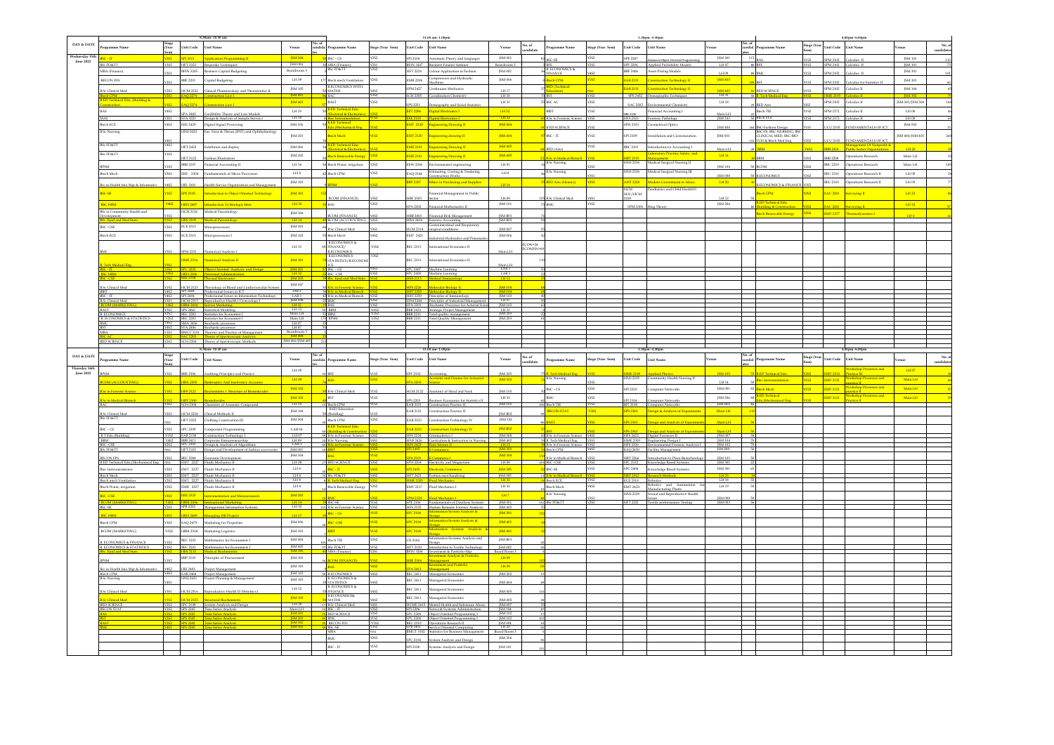## WEDNESDAY 15th JUNE 2022

### 8.30am - 10.30am

| Programme Name | Stage (Year Sem) | Unit Code | Unit Name | Venue | No. of candidates |
|---|---|---|---|---|---|
| BSC - IT | Y4S2 | SPI 2111 | Application Programming II | JSM 204 | 3 |
| BSc HD&TT | Y4S2 | HFT 2323 | Bespoke Techniques | JSM 004 | 1 |
| MBA (Finance) | Y2S1 | BFIN 3205 | Business Capital Budgeting | Boardroom 3 | 1 |
| BECON FIN | Y2S2 | BBF 2201 | Capital Budgeting | LH 09 | 17 |
| BSc Clinical Med | Y2S2 | HCM 2222 | Clinical Pharmacology and Therapeutics II | JSM 105 | 50 |
| Bech CPM | Y2S2 | EAQ 2274 | Construction Law I | JSM 401 | 56 |
| B.ED Technical Edu. (Building & Construction) | Y2S2 | EAQ 2274 | Construction Law I | JSM 401 | 5 |
| BAS | Y4S2 | SPA 2402 | Credibility Theory and Loss Models | LH 19 | 5 |
| MAS | Y2S1 | STA 3221 | Design & Analysis of Sample Surveys | LH 18 | 1 |
| Bsech ECE | Y4S2 | EEE 2429 | Digital Signal Processing | JSM 106 | 56 |
| BSc Nursing | Y4S1 | HNS 2422 | Ear, Nose & Throat (ENT) and Ophthalmology | JSM 201 | |
| BSc HD&TT | Y4S1 | HFT 2423 | Exhibition and display | JSM 004 | 1 |
| BSc HD&TT | Y2S2 | HFT 2122 | Fashion illustration | JSM 002 | 5 |
| BPSM | Y2S2 | BBF 2107 | Financial Accounting II | LH 16 | 5 |
| Bech Mech | Y2S2 | EEE 2304 | Fundamentals of Micro Processors | LH 4 | 4 |
| Bsc in Health Info Mgt & Informatics | Y4S2 | HIS 2411 | Health Service Organization and Management | JSM 103 | 4 |
| BSC-SE | Y2S2 | SPE 2105 | Introduction to Object Oriented Technology | JSM 303 | 17 |
| BSC HRM | Y4S2 | HRM 2407 | Introduction To Strategic Hrm | LH 32 | 3 |
| BSc in Community Health and Development | Y2S2 | HCH 2126 | Medical Parasitology | JSM 304 | |
| BSc. Epid and Med Stats | Y2S2 | HES 2109 | Medical Parasitology | LH 14 | 4 |
| BSC -CSE | Y2S2 | ECE 2313 | Microprocessors | JSM 001 | 6 |
| Bsech ECE | Y2S2 | ECE 2313 | Microprocessors | JSM 102 | 5 |
| BMC | Y2S2 | SPM 2321 | Numerical Analysis I | LH 31 | |
| B.Tech Medical Eng | Y3S1 | EME 2316 | Numerical Analysis I | JSM 101 | 1 |
| BSC - IT | Y2S2 | SPC 2202 | Object-Oriented Analysis and Design | JSM 203 | 4 |
| BSC HRM | Y4S2 | HRM 2406 | Personnel Administration | LH 32 | 1 |
| BSC -CSE | Y2S2 | EEE 2318 | Physical Electronics | JSM 205 | 3 |
| BSc Clinical Med | Y3S2 | HCM 2323 | Physiology of Blood and Cardiovascular System | JSM 007 | |
| BBIT | Y4S2 | SPT 2401 | Professional Issues in ICT | LAB 1 | |
| BSC - IT | Y4S2 | SPI 2404 | Professional Issues in Information Technology | LAB 1 | |
| BSc Clinical Med | Y3S1 | HCM 2313 | Reproductive Health I Gynecology I | JSM 108 | |
| BCOM (MARKETING) | Y4S2 | HBM 2409 | Service Marketing | LH 13 | 1 |
| BAST | Y4S2 | SPA 2449 | Statistical Modelling | LH 32 | 1 |
| B. ECONOMICS | Y2S2 | BEC 2203 | Statistics for Economists I | Main LH | |
| B. ECONOMICS & STATISTICS | Y2S2 | BEC 2203 | Statistics for Economist I | Main LH | |
| BMC | Y4S2 | SMA 2406 | Stochastic processes | LH 07 | |
| BST | Y4S2 | STA 2406 | Stochastic processes | LH 07 | |
| MBA | Y1S1 | BMGT 3101 | Theories and Practice of Management | Boardroom 3 | |
| BSC AC | Y2S2 | SAC 2203 | Theory of Spectroscopic Analysis | JSM 404 | |
| BED SCIENCE | Y2S2 | SCH 2204 | Theory of Spectroscopic Methods | JSM 406 / JSM 405 | 21 |

### 11.00 am - 1.00pm

| Programme Name | Stage (Year Sem) | Unit Code | Unit Name | Venue | No. of candidate |
|---|---|---|---|---|---|
| BSC - CS | Y2S2 | SPT 2104 | Automata Theory and Languages | JSM 001 | |
| MBA (Finance) | Y2S1 | BFIN 3207 | Business Finance Seminar | Boardroom 3 | |
| BSc HD&TT | Y2S2 | HFT 2224 | Colour Application in Fashion | JSM 002 | |
| Bsech mech Ventilation | Y2S2 | EME 2204 | Compressors and Hydraulic Machines | JSM 006 | |
| B ECONOMICS WITH MATHS | Y4S2 | SPM 2427 | Continuum Mechanics | LH 17 | |
| BAC | Y4S2 | SCH 2303 | Coordination Chemistry | LH 16 | |
| BAST | Y2S2 | | Demography and Social Statistics | LH 31 | |
| B.ED Technical Edu. (Electrical & Electronics) | Y2S2 | EEE 2206 | Digital Electronics I | LH 32 | |
| BSc Instrumentation | Y2S2 | EEE 2113 | Digital Electronics I | LH 32 | |
| B.ED Technical Edu (Mechanical Eng) | Y2S2 | EMT 2120 | Engineering Drawing II | JSM 404 | |
| Bech Mech | Y2S2 | EMT 2120 | Engineering Drawing II | JSM 404 | |
| B.ED Technical Edu. (Electrical & Electronics) | Y2S2 | EME 2101 | Engineering Drawing II | JSM 405 | |
| Bech Renewable Energy | Y2S2 | EME 2101 | Engineering Drawing II | JSM 405 | |
| Bech Water, irrigation | Y2S2 | EEM 2206 | Environmental engineering | LH 01 | |
| Bech CPM | Y2S2 | EAQ 2366 | Estimating, Costing & Tendering: Construction Works | LH 8 | |
| BPSM | Y2S2 | BBP 2307 | Ethics in Purchasing and Supplies | LH 14 | |
| BCOM (FINANCE) | Y3S2 | HBF 2365 | Financial Management In Public Sector | LH 09 | 105 |
| BAS | Y2S2 | SPA 2202 | Financial Mathematics II | JSM 101 | 75 |
| BCOM (FINANCE) | Y4S2 | HBB 2403 | Financial Risk Management | JSM 801 | |
| BCOM (ACCOUNTING) | Y4S2 | HBA 2404 | Forensic Accounting | JSM 802 | |
| BSc Clinical Med | Y3S1 | HCM 2314 | Gastrointestinal and Respiratory surgical conditions | JSM 007 | |
| Bech Mech | Y4S2 | EMT 2421 | Industrial Hydraulics and Pneumatics | JSM 006 | |
| B ECONOMICS & FINANCE | Y2S2 | BEC 2313 | International Economics II | Main LH | ECON=24 ECONFIN=89 |
| B ECONOMICS STATISTICS/B ECONOMICS | Y3S2 | BEC 2313 | International Economics II | Main LH | 110 |
| BSC - CS | Y4S2 | SPC 2407 | Machine Learning | LAB 1 | |
| BSC - IT | Y4S2 | SPC 2408 | Machine Learning | LAB 1 | |
| BSc Epid and Med Stats | Y2S2 | HES 2113 | Medical Immunology | LH 32 | |
| BSc in Forensic Science | Y2S2 | HFS 2226 | Molecular Biology II | JSM 104 | |
| BSc in Medical Biotech | Y2S2 | HBT 2203 | Molecular Biology II | JSM 104 | |
| BSc in Medical Biotech | Y2S2 | HBT 2250 | Principles of Immunology | JSM 103 | |
| BAS | Y2S2 | SPM 2248 | Principles of Industrial Management | LH 07 | |
| BAS | Y2S2 | SPA 2301 | Stochastic Processes for Actuarial Science | JSM 102 | |
| BBM | Y4S2 | HBB 2423 | Strategic Project Management | LH 21 | |
| BBIT | Y4S2 | HBB 2211 | Total quality management | JSM 203 | |
| BPSM | Y2S2 | BBB 2211 | Total Quality Management | JSM 203 | |

### 1.30pm - 3.30pm

| Programme Name | Stage (Year Sem) | Unit Code | Unit Name | Venue | No. of candidates |
|---|---|---|---|---|---|
| BSC-SE | Y2S2 | SPE 2207 | Advanced Object Oriented Programming | JSM 301 | 115 |
| BFE | Y2S2 | SPF 2204 | Applied Probability Models | LH 07 | 80 |
| B ECONOMICS & FINANCE | Y4S2 | BBF 2406 | Asset Pricing Models | LH 09 | 89 |
| Bech CPM | Y2S2 | EAB 2131 | Construction Technology II | JSM 405 | 135 |
| BED (Technical Education) | Y3S2 | EAB 2131 | Construction Technology II | JSM 405 | 91 |
| BSC AC | Y2S2 | SPS 2402 | Demographic Techniques | LH 31 | |
| | Y2S2 | SAC 2202 | Environmental Chemistry | LH 19 | 31 |
| BBIT | Y2S2 | BBI 2106 | Financial Accounting I | Main LH | 22 |
| BSc in Forensic Science | Y2S2 | HFS 2323 | Forensic Pathology | JSM 103 | 54 |
| B ED SCIENCE | Y2S2 | SPH 2103 | Geometrical Optics | JSM 404 | 184 |
| BSC - IT | Y2S2 | SPI 2109 | Installation and Customization | JSM 001 | 131 |
| BED (Arts) | Y2S2 | BBC 2101 | Introduction to Accounting I | Main LH | 88 |
| BSc in Medical Biotech | Y2S2 | HBT 2210 | Laboratory Practice, Safety, and Management | LH 16 | 69 |
| BSc Nursing | Y2S2 | HNS 2234 | Medical Surgical Nursing II | JSM 104 | 58 |
| BSc Nursing | Y3S1 | HNS 2324 | Medical Surgical Nursing III | JSM 003 | 58 |
| BED Arts (History) | Y2S2 | AHT 2221 | Modern Government in Africa | LH 20 | 43 |
| | | HCM 2631/HCM 2418 | Paediatrics and Child Health I | LH 12 | 54 |
| BMC | | SPM 2304 | Ring Theory | JSM 206 | 75 |

### 4.00pm - 6.00pm

| Programme Name | Stage (Year Sem) | Unit Code | Unit Name | Venue | No. of candidates |
|---|---|---|---|---|---|
| BAS | Y1S2 | SPM 2102 | Calculus II | JSM 301 | 110 |
| BFE | Y1S2 | SPM 2102 | Calculus II | JSM 301 | 75 |
| BMC | Y1S2 | SPM 2102 | Calculus II | JSM 301 | 101 |
| BST | Y1S2 | SPM 2102 | Calculus for Statistics II | JSM 301 | 63 |
| BED SCIENCE | Y1S2 | SPM 2102 | Calculus II | JSM 104 | 69 |
| B. Tech Medical Eng | Y1S2 | SPM 2102 | Calculus II | JSM 102 | 20 |
| | Y1S2 | SPM 2102 | Calculus II | JSM 303/JSM 304 | 164 |
| Bech TIE | Y1S2 | SPM 2172 | Calculus II | LH 08 | 44 |
| Bech ECE | Y1S2 | SPM 2172 | Calculus II | LH 08 | 61 |
| | | UCU 2105 | FUNDAMENTALS OF ICT | JSM 003 | 15 |
| BSc Fashion Design, BSC NURSING, BSC CLINICAL MED, BSC BIO-TCH & Bech Med Eng | Y1S1 | UCU 2105 | FUNDAMENTALS OF ICT | JSM 404/JSM 405 | 268 |
| BBM | Y4S2 | HBB 2434 | Management Of Nonprofit & Public Sector Organisations | LH 20 | 39 |
| BBM | Y2S2 | HBB 2208 | Operations Research | Main LH | 22 |
| BCOM | Y2S2 | BBC 2310 | Operations Research | Main LH | 185 |
| B ECONOMICS | Y2S2 | BBC 2310 | Operations Research II | LH 09 | 26 |
| B.ECONOMICS & FINANCE | Y2S2 | BBC 2310 | Operations Research II | LH 09 | 77 |
| Bech CPM | Y2S2 | EAC 2281 | Surveying II | LH 32 | 88 |
| B.ED Technical Edu. (Building & Construction) | Y2S2 | EAC 2281 | Surveying II | LH 32 | 57 |
| Bech Renewable Energy | Y2S2 | EMT 2277 | Thermodynamics I | LH 4 | 37 |

## THURSDAY 16th JUNE 2022

### 8.30am - 10.30am

| Programme Name | Stage (Year Sem) | Unit Code | Unit Name | Venue | No. of candidates |
|---|---|---|---|---|---|
| BPSM | Y2S2 | BBB 2106 | Auditing Principles and Practice | LH 09 | |
| BCOM (ACCOUNTING) | Y4S2 | HBA 2405 | Bankruptcy And Insolvency Accounting | LH 09 | 78 |
| BSc in Forensic Science | Y4S2 | HFS 2122 | Biochemistry I: Structure of Biomolecules | JSM 102 | |
| BSc in Medical Biotech | Y2S2 | HBT 2101 | Biomolecules | JSM 102 | |
| BAC | Y2S2 | SCH 2104 | Chemistry of Aromatic Compound | LH 19 | |
| BSc Clinical Med | Y2S2 | HCM 2224 | Clinical Methods II | JSM 104 | |
| BSc HD&TT | Y2S1 | HFT 2222 | Clothing Construction III | JSM 004 | |
| BSC - CS | Y2S2 | SPC 2109 | Component Programming | LAB 04 | |
| B.T Edu (Building) | Y1S2 | EAB 2130 | Construction Technology I | LH 07 | |
| BBM | Y4S2 | HBB 2413 | Corporate Entrepreneurship | LH 09 | |
| BSC -CSE | Y2S2 | SPC 2202 | Design & Analysis of Algorithms | LAB 3 | |
| BSc HD&TT | Y4S1 | HFT 2422 | Design and Development of fashion accessories | JSM 003 | |
| BECON FIN | Y2S2 | BEC 2204 | Economic Development | JSM 304 | |
| B.ED Technical Edu (Mechanical Eng) | Y2S1 | EMT 2221 | Fluids Mechanics II | LH 08 | |
| Bech Mech | Y2S2 | EMT 2227 | Fluids Mechanics II | LH 8 | |
| Bech mech Ventilation | Y2S2 | EMT 2227 | Fluids Mechanics II | LH 8 | |
| Bech Water, irrigation | Y2S2 | EMR 2227 | Fluids Mechanics II | LH 8 | |
| BSC -CSE | Y2S2 | EEE 2325 | Instrumentation and Measurements | JSM 203 | |
| BCOM (MARKETING) | Y4S2 | HBM 2404 | International Marketing | LH 14 | |
| BSC SE | Y4S2 | SPE 2202 | Management Information Systems | LH 32 | |
| BSC HRM | Y4S2 | HRM 2409 | Managing HR Projects | LH 17 | |
| Bech CPM | Y2S2 | EAQ 2479 | Marketing for Properties | JSM 006 | |
| BCOM (MARKETING) | Y4S2 | HBM 2306 | Marketing Logistics | JSM 303 | |
| B. ECONOMICS & FINANCE | Y2S2 | BEC 2101 | Mathematics for Economists I | JSM 404 | |
| B. ECONOMICS & STATISTICS | Y2S2 | BEC 2101 | Mathematics for Economists I | JSM 405 | |
| BSc. Epid and Med Stats | Y2S2 | HES 2110 | Medical Biochemistry | JSM 305 | |
| BPSM | Y2S2 | BBP 2100 | Principles of Procurement | JSM 303 | |
| BPSM | | | Project Management | JSM 303 | |
| Bsc in Health Info Mgt & Informatics | Y4S2 | HIS 2405 | Project Management | JSM 303 | |
| Bech CPM | Y4S2 | EAB 2484 | Project Management | JSM 103 | |
| BSC Nursing | Y4S1 | HNS 2421 | Project Planning & Management | JSM 103 | |
| BSc Clinical Med | Y3S1 | HCM 2314 | Reproductive Health II Obstetrics I | LH 12 | |
| BSc Clinical Med | Y2S2 | HCM 2125 | Structural Biochemistry | JSM 105 | |
| BED SCIENCE | Y2S2 | SPC 2108 | Systems Analysis and Design | LH 18 | |
| BECON STAT | Y4S2 | SPS 2245 | Time Series Analysis | Main LH | |
| BAS | Y4S2 | SPS 2245 | Time Series Analysis | JSM 301 | |
| BST | Y4S2 | SPS 2245 | Time Series Analysis | JSM 301 | |
| BAST | Y4S2 | SPS 2245 | Time Series Analysis | JSM 302 | |
| BMC | Y4S2 | SPS 2245 | Time Series Analysis | JSM 302 | |

### 11.00 am - 1.00pm

| Programme Name | Stage (Year Sem) | Unit Code | Unit Name | Venue | No. of candidate |
|---|---|---|---|---|---|
| BFE | Y1S2 | SPF 2102 | Accounting | JSM 205 | 75 |
| BAS | Y2S2 | SPA 2203 | Accounts and Finance for Actuarial Science | JSM 302 | |
| BSc Clinical Med | Y1S2 | HCM 2122 | Anatomy of Head and Neck | JSM 103 | |
| BST | Y2S2 | SPS 2203 | Business Economics for Statistics II | LH 31 | |
| Bech CPM | Y2S2 | EAB 2121 | Construction Practice II | JSM 104 | 101 |
| B.ED Education (Building) | Y2S2 | EAB 2121 | Construction Practice II | JSM 802 | |
| Bech CPM | Y2S2 | EAB 2213 | Construction Technology IV | JSM 102 | |
| B.ED Technical Edu. (Building & Construction) | Y2S2 | EAB 2233 | Construction Technology IV | JSM 802 | |
| BSc in Forensic Science | Y2S2 | HFS 2226 | Criminalistics I | JSM 008 | |
| BSc Nursing | Y2S2 | HNS 2426 | Curriculum & Instruction in Nursing | JSM 402 | |
| BSc in Forensic Science | Y2S2 | SPS 2425 | Data Science II | LH 32 | |
| BBIT | Y4S2 | | E-Commerce | JSM 303 | |
| BAS | Y2S2 | SPA 2101 | E-Commerce | JSM 304 | |
| BED SCIENCE | Y2S2 | SPH 2204 | Electricity and Magnetism | LH 08 | |
| BSC - IT | Y2S2 | SPI 2405 | Electronic Commerce | JSM 305 | |
| BSc HD&TT | Y2S2 | HFT 2421 | Fashion merchandising | JSM 005 | |
| B.Tech Medical Eng | Y2S2 | EME 2205 | Fluid Mechanics | LH 32 | |
| Bech Renewable Energy | Y2S2 | EMT 2217 | Fluid Mechanics I | LH 32 | |
| BAC | Y2S2 | SPA 2304 | Fluid Mechanics I | LH 7 | |
| BSC-SE | Y2S2 | SPE 2106 | Fundamentals of Database Systems | JSM 001 | 131 |
| BSc in Forensic Science | Y2S2 | HFS 2125 | Human Remains Forensic Analysis | JSM 403 | |
| BSC - CS | Y2S2 | SPC 2106 | Information Systems Analysis & Design | JSM 101 | 152 |
| BSC-CSE | Y2S2 | SPC 2106 | Information Systems Analysis & Design | JSM 403 | |
| BBIT | Y2S2 | SPC 2106 | Information Systems Analysis & Design | JSM 401 | |
| Bech TIE | Y2S2 | CII 2104 | Information Systems Analysis and Design | JSM 801 | |
| BSc HD&TT | Y2S2 | HFT 2120 | Introduction to Textile Technology | JSM 002 | |
| MBA (Finance) | Y2S1 | BFIN 3204 | Investment & Portfolio Mgt | Board Room 3 | |
| BCOM (FINANCE) | Y4S2 | HBF 2404 | Investment Analysis & Portfolio Management | LH 09 | 124 |
| BAS | Y4S2 | SPA 2413 | Investment and Portfolio Management | LH 09 | 53 |
| B ECONOMICS | Y2S2 | BEC 2411 | Managerial Economics | JSM 202 | |
| B. ECONOMICS & STATISTICS | Y4S2 | BEC 2411 | Managerial Economics | JSM 404 | |
| B. ECONOMICS & FINANCE | Y4S2 | BEC 2411 | Managerial Economics | JSM 405 | 118 |
| B ECONOMICS& MATHS | Y4S2 | BEC 2411 | Managerial Economics | JSM 405 | |
| BSc Clinical Med | Y3S2 | HCME 2415 | Mental Health and Substance Abuse | JSM 007 | |
| BECON STAT | Y4S2 | SPC 2206 | Network Systems Administration | JSM 104 | |
| BED SCIENCE | Y2S2 | SPC 2206 | Object Oriented Programming I | JSM 102 | |
| BSC - IT | Y2S2 | SPC 2206 | Object Oriented Programming I | JSM 102 | |
| BECON FIN | Y2S2 | BEC 2310 | Operations Research II | JSM 004 | |
| BSC-SE | Y4S2 | SPS 2402 | Service Oriented Computing | LH 20 | |
| MBA | Y1S1 | BMGT 3102 | Statistics for Business Management | Board Room 3 | |
| BMC | Y2S2 | SPC 2106 | System Analysis and Design | JSM 206 | |
| BSC - IT | Y2S2 | SPI 2108 | Systems Analysis and Design | JSM 101 | |

### 1.30pm - 3.30pm

| Programme Name | Stage (Year Sem) | Unit Code | Unit Name | Venue | No. of candidates |
|---|---|---|---|---|---|
| B. Tech Medical Eng | Y2S2 | EME 2108 | Applied Physics | JSM 105 | 78 |
| BSc Nursing | Y2S2 | HNS 2225 | Community Health Nursing II | LH 14 | |
| BSC - CS | Y2S2 | SPI 2110 | Computer Networks | JSM 001 | 62 |
| BMC | Y2S2 | SPI 2104 | Computer Networks | JSM 206 | 48 |
| BSC - IT | Y2S2 | SPI 2104 | Computer Networks | JSM 002 | |
| Bech TIE | Y2S2 | BIT 2108 | Computer Networks | JSM 002 | |
| BECON STAT | Y2S2 | SPS 2343 | Design & Analysis of Experiments | Main LH | 118 |
| Bech CPM | Y2S2 | SPS 2343 | Design and Analysis of Experiments | Main LH | |
| BAST | Y2S2 | SPS 2343 | Design and Analysis of Experiments | Main LH | |
| BST | Y2S2 | SPS 2343 | Design and Analysis of Experiments | Main LH | |
| BSc in Forensic Science | Y2S2 | HFS 2422 | Digital Forensics II | JSM 007 | |
| B. Tech Medical Eng | Y2S2 | EME 2107 | Engineering Design I | JSM 104 | |
| BSc in Forensic Science | Y2S2 | HFS 2126 | Environmental Forensic Analysis I | JSM 102 | |
| Bech CPM | Y4S2 | EAQ 2410 | Facility Management | JSM 005 | |
| BSc in Medical Biotech | Y2S2 | HBT 2266 | Introduction to Plant Biotechnology | JSM 103 | |
| BSC -CSE | Y2S2 | SPC 2312 | Knowledge Based Systems | JSM 301 | |
| BSC-SE | Y2S2 | SPC 2404 | Knowledge Based Systems | JSM 301 | |
| BSc in Medical Biotech | Y4S2 | HBT 2212 | Research Methods | LH 23 | |
| Bech ECE | Y4S2 | ECE 2416 | Robotics | LH 08 | |
| Bech Mech | Y4S2 | EMT 2423 | Robotics and Automation for Manufacturing Plants | LH 19 | |
| BSc Nursing | Y4S2 | HNS 2329 | Sexual and Reproductive Health Issues | JSM 008 | |
| BSc HD&TT | Y2S2 | HFT 2221 | Textile performance Testing | JSM 003 | |

### 4.00pm - 6.00pm

| Programme Name | Stage (Year Sem) | Unit Code | Unit Name | Venue | No. of candidates |
|---|---|---|---|---|---|
| B.ED Technical Edu. | Y2S2 | EMT 2212 | Workshop Processes and Practice III | LH 07 | |
| BSc Instrumentation | Y2S2 | EMT 2121 | Workshop Processes and practice II | Main LH | |
| Bech Mech | Y2S2 | EMT 2121 | Workshop Processes and practice II | Main LH | |
| B.ED Technical Edu (Mechanical Eng) | Y2S2 | EMT 2121 | Workshop Processes and Practice II | Main LH | |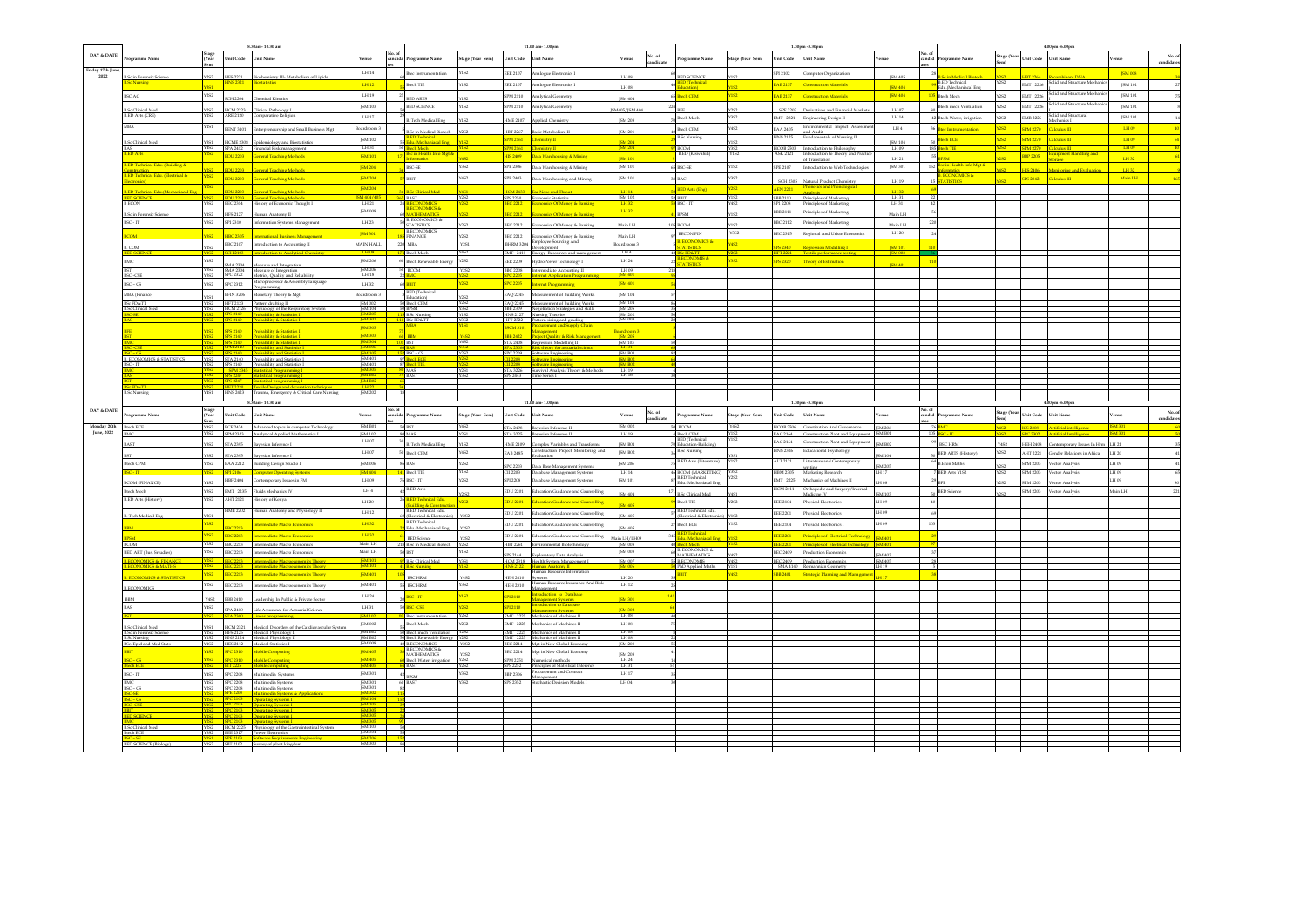# Friday 17th June, 2022

## 8.30am-10.30 am

| Programme Name | Stage (Year Sem) | Unit Code | Unit Name | Venue | No. of candidates |
|---|---|---|---|---|---|
| BSc in Forensic Science | Y2S2 | HPS 2221 | Biochemistry III- Metabolism of Lipids | LH 14 | |
| BSc Nursing | Y3S1 | HNS 2103 | Biostatistics | LH 12 | 52 |
| BSC AC | Y2S2 | SCH 2204 | Chemical Kinetics | LH 19 | 25 |
| BSc Clinical Med | Y2S2 | HCM 2223 | Clinical Pathology I | JSM 103 | 54 |
| B.ED Arts (CRE) | Y3S2 | HRE 2120 | Comparative Religion | LH 17 | 21 |
| MBA | Y3S1 | BENT 3101 | Entrepreneurship and Small Business Mgt | Boardroom 3 | 26 |
| BSc Clinical Med | Y3S1 | HCME 2308 | Epidemiology and Biostatistics | JSM 102 | 10 |
| BAS | Y4S2 | SFA 2412 | Financial Risk management | LH 31 | 25 |
| B.ED Arts | Y2S2 | EDU 2203 | General Teaching Methods | JSM 103 | 175 |
| B.ED Technical Edu. (Building & Construction) | Y2S2 | EDU 2203 | General Teaching Methods | JSM 204 | 52 |
| B.ED Technical Edu. (Electrical & Electronics) | Y2S2 | EDU 2203 | General Teaching Methods | JSM 204 | 32 |
| B.ED Technical Edu.(Mechanical Eng) | Y2S2 | EDU 2203 | General Teaching Methods | JSM 204 | 34 |
| BED SCIENCE | Y2S2 | EDU 2203 | General Teaching Methods | JSM 404/405 | 363 |
| B.ECON | Y2S2 | BEC 2214 | History of Economic Thought I | LH 21 | 10 |
| BSc in Forensic Science | Y2S2 | HPS 2127 | Human Anatomy II | JSM 008 | 45 |
| BSC - IT | Y2S2 | SPI 2310 | Information Systems Management | LH 23 | 50 |
| BCOM | Y2S2 | HBC 2105 | International Business Management | JSM 301 | 180 |
| B. COM | Y1S2 | BBC 2107 | Introduction to Accounting II | MAIN HALL | 224 |
| BED SCIENCE | Y1S2 | SCH 2123 | Introduction to Analytical Chemistry | LH 09 | 175 |
| BMC | Y4S2 | SMA 2304 | Measure and Integration | JSM 206 | 64 |
| BST | Y4S2 | SMA 2304 | Measure of Integration | JSM 206 | 16 |
| BSC - SE | Y2S2 | SPC 2122 | Metrics, Quality and Reliability | LH 18 | 24 |
| BSC - CS | Y2S2 | SPC 2312 | Microprocessor & Assembly language Programming | LH 32 | 60 |
| MBA (Finance) | Y3S1 | BFIN 3206 | Monetary Theory & Mgt | Boardroom 3 | 4 |
| BSc FD&TT | Y2S2 | HFT 2123 | Pattern drafting II | JSM 002 | 30 |
| BSc Clinical Med | Y2S2 | HCM 2126 | Physiology of the Respiratory System | JSM 104 | 58 |
| BSC-AS | Y2S2 | SPS 2140 | Probability & Statistics I | JSM 205 | 115 |
| BAS | Y2S2 | SPS 2140 | Probability & Statistics I | JSM 302 | 118 |
| BFE | Y2S2 | SPS 2140 | Probability & Statistics I | JSM 303 | 73 |
| BST | Y2S2 | SPS 2140 | Probability & Statistics I | JSM 303 | 68 |
| BMC | Y2S2 | SPS 2140 | Probability & Statistics I | JSM 304 | 105 |
| BSC - CSE | Y2S2 | SPS 2140 | Probability and Statistics I | JSM 306 | 66 |
| BSC - CS | Y2S2 | SPS 2140 | Probability and Statistics I | JSM 305 | 13 |
| B. ECONOMICS & STATISTICS | Y2S2 | STA 2140 | Probability and Statistics I | JSM 401 | 68 |
| BSC - IT | Y2S2 | SPS 2140 | Probability and Statistics I | JSM 401 | 67 |
| BMC | Y2S2 | SPS 2143 | Statistical Programming I | JSM 305 | 88 |
| BAS | Y2S2 | SPS 2147 | Statistical programming I | JSM 002 | 73 |
| BST | Y2S2 | SPS 2147 | Statistical programming I | JSM 002 | 7 |
| BSc FD&TT | Y2S2 | HFT 2225 | Textile Design and decoration techniques | LH 22 | 36 |
| BSc Nursing | Y4S1 | HNS 2423 | Trauma, Emergency & Critical Care Nursing | JSM 202 | 18 |

## 11.00 am-1.00pm

| Programme Name | Stage (Year Sem) | Unit Code | Unit Name | Venue | No. of candidate |
|---|---|---|---|---|---|
| BSc Instrumentation | Y1S2 | EEE 2107 | Analogue Electronics I | LH 18 | 40 |
| Bsch TIE | Y1S2 | EEE 2107 | Analogue Electronics I | LH 88 | 18 |
| BED ARTS | Y2S2 | SPM 2110 | Analytical Geometry | JSM 404 | |
| BED SCIENCE | Y2S2 | SPM 2110 | Analytical Geometry | JSM405/JSM 404 | 226 |
| B. Tech Medical Eng | Y1S2 | HME 2107 | Applied Chemistry | JSM 203 | |
| BSc in Medical Biotech | Y2S2 | HBT 2267 | Basic Metabolism II | JSM 201 | 48 |
| B.ED Technical Edu (Mechanical Eng) | Y1S2 | SPM 2161 | Chemistry II | JSM 204 | 25 |
| Bsch Mech | Y1S2 | SPM 2161 | Chemistry II | JSM 204 | |
| BSc in Health Info Mgt & Informatics | Y2S2 | HIS 2409 | Data Warehousing & Mining | JSM 103 | |
| BSC-SE | Y4S2 | SPE 2006 | Data Warehousing & Mining | JSM 101 | |
| BBIT | Y4S2 | SPB 2403 | Data Warehousing and Mining | JSM 101 | 38 |
| BSc Clinical Med | Y4S1 | HCM 2410 | Ear Nose and Throat | LH 14 | 28 |
| BAST | Y2S2 | SPS 2254 | Economic Statistics | JSM 102 | 30 |
| B.ECONOMICS | Y2S2 | BEC 2212 | Economics Of Money & Banking | LH 32 | 32 |
| B.ECONOMICS & MATHEMATICS | Y2S2 | BEC 2212 | Economics Of Money & Banking | LH 32 | |
| B. ECONOMICS & STATISTICS | Y2S2 | BEC 2212 | Economics Of Money & Banking | Main LH | 105 |
| B.ECONOMICS FINANCE | Y2S2 | BEC 2212 | Economics Of Money & Banking | Main LH | |
| MBA | Y2S4 | BHRM 3207 | Employee Sourcing And Development | Boardroom 3 | 5 |
| Bsch Mech | Y4S2 | EMT 2411 | Energy: Resources and management | LH 4 | |
| Bsch Renewable Energy | Y2S2 | EER 2209 | HydroPower Technology I | LH 24 | 6 |
| BCOM | Y2S2 | BBC 2208 | Intermediate Accounting II | LH 19 | 229 |
| BMC | Y2S2 | SPC 2205 | Internet Application Programming | JSM 301 | |
| BBIT | Y2S2 | SPC 2205 | Internet Programming | JSM 401 | 54 |
| BED (Technical Education) | Y2S2 | EAQ 2245 | Measurement of Building Works | JSM 104 | 57 |
| Bsch CPM | Y2S2 | EAQ 2245 | Measurement of Building Works | JSM 104 | 36 |
| BPSM | Y2S2 | BBB 2409 | Negotiation Strategies and skills | JSM 203 | 30 |
| BSc Nursing | Y2S2 | HNS 2127 | Nursing Theories | JSM 202 | 20 |
| BSc FD&TT | Y2S2 | HFT 2222 | Pattern sizing and grading | JSM 404 | 20 |
| MBA | Y3S1 | BSCM 3110 | Procurement and Supply Chain Management | Boardroom 3 | |
| BBM | Y4S2 | BBB 2422 | Project Quality & Risk Management | JSM 203 | |
| BAS | Y4S2 | STA 2408 | Regression Modelling II | JSM 103 | |
| BST | Y4S2 | STA 2305 | Risk theory for actuarial science | LH 21 | |
| BSC - CS | Y2S2 | SPC 2209 | Software Engineering | JSM 301 | |
| Bsch ECE | Y2S2 | CII 2208 | Software Engineering | JSM 302 | 66 |
| Bsch TIE | Y2S2 | CII 2208 | Software Engineering | JSM 302 | 48 |
| MAS | Y3S1 | STA 3226 | Survival Analysis Theory & Methods | LH 19 | 8 |
| BAST | Y4S2 | SPS 2413 | Time Series I | LH 16 | 25 |

## 1.30pm -3.30pm

| Programme Name | Stage (Year Sem) | Unit Code | Unit Name | Venue | No. of candidates |
|---|---|---|---|---|---|
| BED SCIENCE | Y2S2 | SPI 2102 | Computer Organization | JSM 405 | 28 |
| BED (Technical Education) | Y2S2 | EAB 2137 | Construction Materials | JSM 404 | |
| Bsch CPM | Y2S2 | EAB 2137 | Construction Materials | JSM 404 | 105 |
| BFE | Y3S2 | SPF 2303 | Derivatives and Financial Markets | LH 07 | 38 |
| Bsch Mech | Y3S2 | EMT 2321 | Engineering Design II | LH 16 | 42 |
| Bsch CPM | Y4S1 | EAA 2405 | Environmental Impact Assessment and Audit | LH 4 | 26 |
| BSc Nursing | Y1S2 | HNS 2125 | Fundamentals of Nursing II | JSM 104 | 54 |
| BCOM | Y1S2 | HCOR 2503 | Introduction to Philosophy | LH 09 | 155 |
| B.ED (Kiswahili) | Y1S2 | ASK 2121 | Introduction to Theory and Practice of Translation | LH 21 | 52 |
| BSC-SE | Y2S2 | SPE 2107 | Introduction to Web Technologies | JSM 301 | 152 |
| BAC | Y2S2 | SCH 2303 | Natural Product Chemistry | LH 19 | 13 |
| BED Arts (Eng) | Y2S2 | AEN 2221 | Phonetics and Phonological Analysis | LH 32 | 68 |
| BBIT | Y2S2 | SBB 2110 | Principles of Marketing | LH 31 | 22 |
| BSC - IT | Y2S2 | SPI 2208 | Principles of Marketing | LH 31 | 42 |
| BPSM | Y2S2 | BBB 2111 | Principles of Marketing | Main LH | 56 |
| B.COM | Y2S2 | BBC 2112 | Principles of Marketing | Main LH | 220 |
| BECON FIN | Y2S2 | BEC 2315 | Regional And Urban Economics | LH 20 | 24 |
| B.ECONOMICS & STATISTICS | Y4S2 | SPS 2343 | Regression Modelling I | JSM 101 | 114 |
| BSc FD&TT | Y2S2 | HFT 2221 | Textile performance testing | JSM 003 | |
| B.ECONOMICS & STATISTICS | Y4S2 | SPS 2320 | Theory of Estimation | JSM 401 | 114 |

## 4.00pm-6.00pm

| Programme Name | Stage (Year Sem) | Unit Code | Unit Name | Venue | No. of candidates |
|---|---|---|---|---|---|
| BSc in Medical Biotech | Y2S2 | HBT 2264 | Recombinant DNA | JSM 008 | 16 |
| B.ED Technical Edu (Mechanical Eng) | Y2S2 | EMT 2226 | Solid and Structure Mechanics I | JSM 101 | 12 |
| Bsch Mech | Y2S2 | EMT 2226 | Solid and Structure Mechanics I | JSM 101 | 77 |
| Bsch mech Ventilation | Y2S2 | EMT 2226 | Solid and Structure Mechanics I | JSM 101 | 8 |
| Bsch Water, irrigation | Y2S2 | EMB 2226 | Solid and Structural Mechanics I | JSM 101 | 14 |
| Bsch ECE | Y2S2 | SPM 2270 | Calculus III | LH 09 | 64 |
| Bsch TIE | Y2S2 | SPM 2270 | Calculus III | LH 09 | 40 |
| BPSM | Y2S2 | BBP 2202 | Equipment Handling and Storage | LH 32 | 41 |
| BSc in Health Info Mgt & Informatics | Y2S2 | HIS 2406 | Monitoring and Evaluation | LH 32 | 30 |
| B.ECONOMICS & STATISTICS | Y2S2 | SPS 2302 | Calculus III | Main LH | 163 |

# Monday 20th June, 2022

## 8.30am-10.30 am

| Programme Name | Stage (Year Sem) | Unit Code | Unit Name | Venue | No. of candidates |
|---|---|---|---|---|---|
| Bsch ECE | Y4S2 | ECE 2424 | Advanced topics in computer Technology | JSM 001 | 9 |
| BMC | Y4S2 | SPM 2213 | Analytical Applied Mathematics I | JSM 102 | 80 |
| BAST | Y2S2 | STA 2095 | Bayesian Inference I | LH 07 | 36 |
| BST | Y3S2 | STA 2095 | Bayesian Inference I | LH 07 | 56 |
| Bsch CPM | Y2S2 | EAA 2212 | Building Design Studio I | JSM 006 | 36 |
| BSC - IT | Y2S2 | SPC 2106 | Computer Operating Systems | JSM 404 | 148 |
| BCOM (FINANCE) | Y4S2 | HBF 2404 | Contemporary Issues in FM | LH 09 | 74 |
| Bsch Mech | Y3S2 | EMT 2235 | Fluids Mechanics IV | LH 4 | 20 |
| B.ED Arts (History) | Y3S2 | AHT 2121 | History of Kenya | LH 20 | 26 |
| B. Tech Medical Eng | Y2S1 | HME 2202 | Human Anatomy and Physiology II | LH 12 | 22 |
| BBM | Y2S2 | BBC 2213 | Intermediate Macro Economics | LH 32 | 23 |
| BPSM | Y2S2 | BBC 2213 | Intermediate Macro Economics | LH 32 | 41 |
| BCOM | Y2S2 | BBC 2213 | Intermediate Macro Economics | Main LH | 218 |
| BED ART (Bus. Studies) | Y2S2 | BBC 2213 | Intermediate Macro Economics | Main LH | 50 |
| B.ECONOMICS & FINANCE | Y2S2 | BEC 2223 | Intermediate Macroeconomics Theory | JSM 301 | 86 |
| B.ECONOMICS & MATHS | Y2S2 | BEC 2223 | Intermediate Macroeconomics Theory | JSM 101 | 59 |
| B. ECONOMICS & STATISTICS | Y2S2 | BEC 2223 | Intermediate Macroeconomics Theory | JSM 401 | 104 |
| B.ECONOMICS | Y2S2 | BEC 2213 | Intermediate Macroeconomic Theory | JSM 401 | 19 |
| BBM | Y4S2 | BBB 2410 | Leadership In Public & Private Sector | LH 24 | 20 |
| BAS | Y4S2 | SPA 2410 | Life Assurance for Actuarial Science | LH 31 | 58 |
| BST | Y2S2 | STA 2080 | Linear programming | JSM 102 | 49 |
| BSc Clinical Med | Y3S1 | HCM 2321 | Medical Disorders of the Cardiovascular System | JSM 002 | 48 |
| BSc in Forensic Science | Y2S2 | HPS 2225 | Medical Physiology II | JSM 002 | |
| BSc Nursing | Y2S2 | HNS 2124 | Medical Physiology II | JSM 003 | 50 |
| BSc. Epid and Med Stats | Y4S1 | HBS 2112 | Medical Statistics I | JSM 008 | |
| BBIT | Y2S2 | SPC 2310 | Mobile Computing | JSM 405 | |
| BSC - CS | Y2S2 | SPC 2310 | Mobile Computing | JSM 405 | |
| Bsch ECE | Y2S2 | ECT 2276 | Mobile computing | JSM 405 | |
| BSC - IT | Y2S2 | SPC 2208 | Multimedia Systems | JSM 301 | 42 |
| BMC | Y2S2 | SPC 2208 | Multimedia Systems | JSM 301 | 60 |
| BSC - CS | Y2S2 | SPC 2208 | Multimedia Systems | JSM 303 | |
| BSC- SE | Y2S2 | SPE 2208 | Multimedia Systems & Applications | JSM 302 | 112 |
| BSC - CS | Y2S2 | SPC 2310 | Operating Systems I | JSM 104 | 153 |
| BSC-CSE | Y2S2 | SPC 2310 | Operating Systems I | JSM 305 | |
| BMC | Y2S2 | SPC 2310 | Operating Systems I | JSM 305 | |
| BED SCIENCE | Y2S2 | SPC 2310 | Operating Systems I | JSM 305 | |
| BSC - IT | Y2S2 | SPC 2310 | Operating Systems I | JSM 305 | 99 |
| BSc Clinical Med | Y2S2 | HCM 2225 | Physiology of the Gastrointestinal System | JSM 103 | 56 |
| Bsch ECE | Y2S2 | EEE 2217 | Power Electronics | JSM 004 | 38 |
| BSC - SE | Y2S1 | SPE 2105 | Software Requirements Engineering | JSM 206 | 116 |
| BED SCIENCE (Biology) | Y2S2 | SBT 2112 | Survey of plant kingdom | JSM 003 | 94 |

## 11.00 am-1.00pm

| Programme Name | Stage (Year Sem) | Unit Code | Unit Name | Venue | No. of candidate |
|---|---|---|---|---|---|
| BST | Y4S2 | STA 2408 | Bayesian Inference II | JSM 002 | 30 |
| BAS | Y4S2 | STA 2225 | Bayesian Inference II | LH 19 | 10 |
| B. Tech Medical Eng | Y1S2 | HME 2109 | Complex Variables and Transforms | JSM 001 | |
| Bsch CPM | Y4S2 | EAB 2465 | Construction Project Monitoring and Evaluation | JSM 002 | |
| BAS | Y2S2 | SPC 2203 | Data Base Management Systems | JSM 206 | |
| Bsch TIE | Y2S2 | CII 2203 | Database Management Systems | LH 14 | 44 |
| BSC - IT | Y2S2 | SPI 2208 | Database Management Systems | JSM 101 | 24 |
| B.ED Arts | Y2S2 | EDU 2201 | Education Guidance and Counselling | JSM 404 | 171 |
| B.ED Technical Edu.(Building & Construction) | Y2S2 | EDU 2201 | Education Guidance and Counselling | JSM 405 | |
| B.ED Technical Edu. (Electrical & Electronics) | Y2S2 | EDU 2201 | Education Guidance and Counselling | JSM 405 | |
| B.ED Technical Edu (Mechanical Eng) | Y2S2 | EDU 2201 | Education Guidance and Counselling | JSM 405 | |
| BED SCIENCE | Y2S2 | EDU 2201 | Education Guidance and Counselling | Main LH/LH09 | 382 |
| BSc in Medical Biotech | Y2S2 | HBT 2224 | Environmental Biotechnology | JSM 008 | |
| BST | Y3S2 | SPS 2144 | Exploratory Data Analysis | JSM 003 | |
| BSc Clinical Med | Y3S1 | HCM 2318 | Health Systems Management I | JSM 204 | |
| BSc Nursing | Y2S2 | HNS 2125 | Human Anatomy II | JSM 006 | |
| BSC HRM | Y4S2 | HEH 2418 | Human Resource Information Systems | LH 20 | |
| BSC HRM | Y4S2 | HEH 2418 | Human Resource Insurance And Risk Management | LH 12 | 25 |
| BSC - IT | Y2S2 | SPI 2118 | Introduction to Database Management Systems | JSM 301 | 143 |
| BSC - CSE | Y2S2 | SPI 2118 | Introduction to Database Management Systems | JSM 301 | 64 |
| Bsc Instrumentation | Y2S2 | EMT 2225 | Mechanics of Machines II | LH 88 | 40 |
| Bsch Mech | Y2S2 | EMT 2225 | Mechanics of Machines II | LH 88 | 75 |
| Bsch mech Ventilation | Y2S2 | EMT 2225 | Mechanics of Machines II | LH 88 | |
| Bsch Renewable Energy | Y2S2 | EMT 2225 | Mechanics of Machines II | LH 88 | |
| B.ECONOMICS | Y2S2 | BEC 2214 | Mgt in New Global Economy | JSM 203 | |
| B.ECONOMICS & MATHEMATICS | Y2S2 | BEC 2214 | Mgt in New Global Economy | JSM 203 | 41 |
| Bsch Water, irrigation | Y2S2 | SPM 2235 | Numerical methods | LH 24 | |
| BAST | Y2S2 | SPS 2252 | Principles of Statistical Inference | LH 31 | 53 |
| BPSM | Y2S2 | BBP 2306 | Procurement and Contract Management | LH 17 | 35 |
| BAST | Y2S2 | SPS 2352 | Stochastic Decision Models I | LH 06 | |

## 1.30pm -3.30pm

| Programme Name | Stage (Year Sem) | Unit Code | Unit Name | Venue | No. of candidates |
|---|---|---|---|---|---|
| BCOM | Y4S2 | HCOB 2406 | Constitution And Governance | JSM 206 | 76 |
| Bsch CPM | Y2S2 | EAC 2164 | Construction Plant and Equipment | JSM 003 | 119 |
| BED (Technical Education) | Y2S2 | EAC 2164 | Construction Plant and Equipment | JSM 002 | 09 |
| BSc Nursing | Y2S2 | HNS 2126 | Educational Psychology | JSM 104 | 64 |
| B.ED Arts (Literature) | Y3S1 | ALT 2121 | Literature and Contemporary Societies | JSM 205 | |
| BCOM (MARKETING) | Y4S2 | HBM 2405 | Marketing Research | LH 17 | |
| B.ED Technical Edu (Mechanical Eng) | Y2S2 | EMT 2220 | Mechanics of Machines II | LH 08 | 29 |
| BSc Clinical Med | Y3S1 | HCM 2411 | Orthopedic and Surgery/Internal Medicine IV | JSM 103 | 56 |
| Bsch TIE | Y2S2 | EEE 2106 | Physical Electronics | LH 09 | 45 |
| B.ED Technical Edu. (Electrical & Electronics) | Y2S2 | EEE 2201 | Physical Electronics | LH 09 | 68 |
| Bsch ECE | Y2S2 | EEE 2106 | Physical Electronics | LH 09 | 103 |
| B.ED Technical Edu. (Mechanical Eng) | Y2S2 | EEE 2201 | Principles of Electrical Technology | JSM 401 | |
| Bsch Mech | Y2S2 | EEE 2201 | Principles of electrical technology | JSM 401 | |
| B.ECONOMICS & MATHEMATICS | Y4S2 | BEC 2409 | Production Economics | JSM 403 | 37 |
| B.ECONOMICS | Y4S2 | BEC 2409 | Production Economics | JSM 403 | 28 |
| PhD Applied Maths | Y3S1 | SMA 4340 | Riemannian Geometry | LH 19 | 1 |
| BBIT | Y4S2 | SBB 2401 | Strategic Planning and Management | LH 17 | 31 |

## 4.00pm-6.00pm

| Programme Name | Stage (Year Sem) | Unit Code | Unit Name | Venue | No. of candidates |
|---|---|---|---|---|---|
| BMC | Y4S2 | SCS 2308 | Artificial intelligence | JSM 301 | 60 |
| BSC - IT | Y4S2 | SPC 2305 | Artificial Intelligence | JSM 301 | 38 |
| BSC HRM | Y4S2 | HEH 2408 | Contemporary Issues In HRM | LH 21 | 25 |
| BED ARTS (History) | Y2S2 | AHT 2221 | Gender Relations in Africa | LH 20 | 41 |
| B.Econ Maths | Y2S2 | SPM 2203 | Vector Analysis | LH 09 | 41 |
| BED Arts Y2S2 | Y2S2 | SPM 2203 | Vector Analysis | LH 09 | 45 |
| BFE | Y2S2 | SPM 2203 | Vector Analysis | LH 09 | 86 |
| BED Science | Y2S2 | SPM 2203 | Vector Analysis | Main LH | 221 |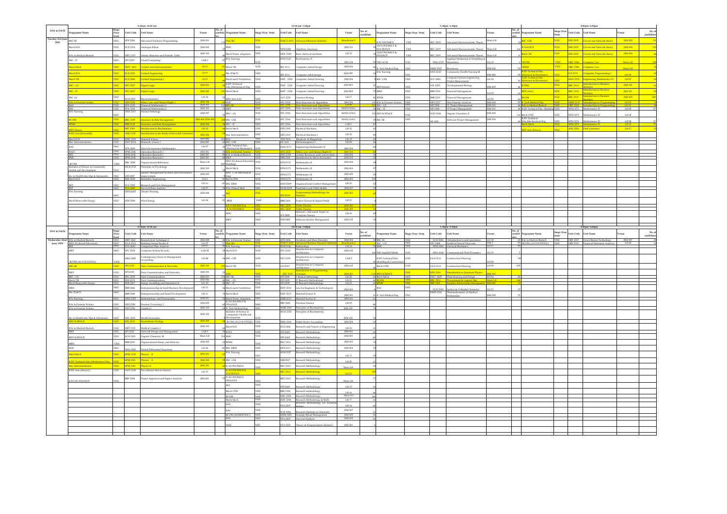## Tuesday 21st June 2022

### 8.30am–10.30am

| Programme Name | Stage (Year Sem) | Unit Code | Unit Name | Venue | No. of candidates |
|---|---|---|---|---|---|
| BSC-SE | Y2S2 | SPB 2206 | Advanced Database Programming | JSM 001 | |
| Bsch ECE | Y2S2 | ECE 2316 | Analogue Filters | JSM 002 | |
| BSc in Medical Biotech | Y2S2 | HBT 2137 | Atomic Structure and Periodic Table | JSM 102 | 44 |
| BSC - IT | Y2S2 | SPI 2209 | Cloud Computing | LAB 3 | 8 |
| Bsch Mech | Y4S2 | EMT 2422 | Control and Instrumentation | LH 9 | |
| Bsch ECE | Y2S2 | ECE 2221 | Control Engineering | LH 9 | |
| Bsch TIE | Y2S2 | ECE 2206 | Control Engineering I | LH 9 | |
| BSC - CS | Y2S2 | SPC 2207 | Digital Logic | JSM 401 | |
| BSC - IT | Y2S2 | SPC 2207 | Digital Logic | JSM 305 | 141 |
| BSC AC | Y2S2 | SCH 2207 | Electrochemistry | LH 18 | 25 |
| BSc in Forensic Science | Y2S2 | HFS 2124 | Ethics, Law and Human Rights I | JSM 104 | |
| BAS | Y2S2 | SPA 2152 | Financial Mathematics I | JSM 101 | |
| BFE | Y2S1 | SPA 2101 | Financial Mathematics I | JSM 101 | |
| BSc Nursing | Y2S2 | HNS 2231 | Human Pathology | JSM 007 | |
| BCOM | Y2S2 | BBC 2109 | Insurance & Risk Management | JSM 404/JSM 405 | |
| BPSM | Y2S2 | BBB 2108 | Insurance and Risk Management | JSM 404 | |
| BED Science | Y2S2 | SBT 2220 | Introduction to Biochemistry | LH 32 | |
| B.ED Arts (Kiswahili) | Y2S2 | ASK 2120 | Introduction to the Study of Kiswahili Literature | JSM 204 | |
| Bsch ECE | Y2S2 | EMT 2103 | Material Science | JSM 002 | |
| Bsc Instrumentation | Y2S2 | EMT 2214 | Materials science I | JSM 001 | |
| BAS | Y4S2 | SPA 2405 | Non-Life insurance Mathematics | LH 07 | |
| BAST | Y2S2 | SPM 2144 | Operation Research I | JSM 301 | |
| BFE | Y4S2 | SPM 2144 | Operation Research I | JSM 305 | |
| BMC | Y2S2 | SPM 2144 | Operation Research I | JSM 301 | |
| BCOM | Y2S2 | BBC 2209 | Organizational Behaviour | Main LH | |
| Bachelor of Science in Community Health and Development | Y2S2 | HCH 2121 | Principles of Psychology | JSM 103 | |
| Bsc in Health Info Mgt & Informatics | Y4S2 | HIS 2407 | Quality Management Systems and Performance Improvement | JSM 005 | |
| Bsch ECE | Y4S2 | EEE 2545 | Reliability Engineering | LH 4 | |
| BST | Y2S2 | STA 2205 | Research and Data Management | LH 31 | |
| BST | Y2S2 | STA 2405 | Survival Data Analysis | LH 07 | |
| BSc Nursing | Y4S1 | HNS 2425 | Theatre Nursing | JSM 008 | |
| Bsch Renewable Energy | Y2S2 | EEE 2208 | Wind Energy | LH 24 | 22 |

### 11.00am–1.00pm

| Programme Name | Stage (Year Sem) | Unit Code | Unit Name | Venue | No. of candidates |
|---|---|---|---|---|---|
| PhD BA | Y1S1 | DMGT 4102 | Advanced Business Statistics | Boardroom 3 | |
| BMC | Y2S2 | SPM 2208 | Algebraic structures | JSM 101 | |
| Bsch Water, irrigation | Y2S2 | EEM 2208 | Basic electrical machines | JSM 102 | |
| BSc Nursing | Y1S2 | HNB 2125 | Biochemistry II | JSM 104 | |
| Bsch TIE | Y1S2 | BIT 2111 | Computer Aided Design | JSM 006 | |
| BSc FD&TT | Y1S2 | BIT 2111 | Computer aided design | JSM 005 | |
| Bsch mech Ventilation | Y2S2 | EMT 2228 | Computer Aided Drawing | JSM 006 | |
| B.ED Technical Edu (Mechanical Eng) | Y2S2 | EMT 2228 | Computer Aided Drawing | JSM 801 | |
| Bsch Mech | Y2S2 | EMT 2228 | Computer Aided Drawing | JSM 802 | |
| BED Arts (Lit) | Y2S2 | ALT 2221 | Creative Writing | LH 17 | |
| BMC | Y1S2 | SPC 2106 | Data Structures & Algorithms | JSM 204 | |
| BSC - SE | Y1S2 | SPC 2106 | Data Structures and Algorithms | LH 09 | |
| BBIT | Y1S2 | SPC 2106 | Data Structures and Algorithms | MAIN HALL | |
| BSC - CS | Y1S2 | SPC 2106 | Data Structures and Algorithms | MAIN HALL | |
| BSC - IT | Y1S2 | SPC 2106 | Data Structures and Algorithms | MAIN HALL | |
| | | SPC 2106 | Data Structures and Algorithms | LAB 3 | |
| Bsch ECE | Y2S2 | EEE 2303 | Electrical Machines | LH 32 | |
| Bsc Instrumentation | Y2S2 | EEE 2213 | Electrical Machines I | LH 32 | |
| | | SPH 2171 | Electricity & Magnetism | LH 19 | |
| | | SPC 2215 | Electromagnetism | LH 09 | |
| B.ED Technical Edu (Electrical & Electronics) | Y1S2 | SMA 2171 | Engineering Mathematics II | JSM 204 | |
| BSc in Forensic Science | Y2S2 | HFS 2223 | Ethics, Law and Human Rights II | JSM 103 | |
| BSc in Medical Biotech | Y2S2 | HBT 2304 | Genetic Resources and Conservation | JSM 002 | |
| BBS | Y1S2 | HBE 2304 | Introduction to Micro-Economics | JSM 102 | |
| BED (Technical Education) (Building) | Y1S2 | SPM 2171 | Mathematics II | JSM 404 | |
| Bsch Mech | Y1S2 | SPM 2171 | Mathematics II | JSM 404 | |
| BED Tech (Mechanical Eng) | Y1S2 | SPM 2171 | Mathematics II | JSM 405 | |
| Bsch ECE | Y1S2 | SPM 2171 | Mathematics II | JSM 405 | |
| BSC HRM | Y2S2 | HED 2309 | Organizational Conflict Management | LH 21 | |
| BSc Clinical Med | Y4S2 | HCM 2418 | Paediatrics and Child Health | JSM 007 | |
| BST | Y1S2 | SPS 2119 | Programming Methodology for Statistics | JSM 203 | |
| BBM | Y4S2 | BBB 2424 | Project Closure & Impact Study | LH 21 | |
| B ECONOMICS & ... | Y2S2 | BEC 2209 | Public Finance | JSM 301 | |
| B ECONOMICS | Y2S2 | BEC 2209 | Public Finance | JSM 302 | |
| BMC | Y4S2 | ICS 2406 | Selected / Advanced Topics in Computer Science | LH 18 | |
| BBIT | Y4S2 | SPB 2404 | Software Quality Management | JSM 105 | |

### 1.30pm–3.30pm

| Programme Name | Stage (Year Sem) | Unit Code | Unit Name | Venue | No. of candidates |
|---|---|---|---|---|---|
| B ECONOMICS | Y3S2 | BEC 2309 | Advanced Macroeconomic Theory | Main LH | |
| B ECONOMICS & STATISTICS | Y3S2 | BEC 2309 | Advanced Macroeconomic Theory | Main LH | |
| B ECONOMICS & FINANCE | Y3S2 | BEC 2309 | Advanced Macroeconomic Theory | Main LH | |
| PhD ACM | Y1S1 | SMA 4170 | Applied Mathematical Modelling & Simulation | LH 19 | |
| B. Tech Medical Eng | Y3S1 | HME 2302 | Biosensors | JSM 006 | |
| BSc Nursing | Y3S1 | HNS 2325 | Community Health Nursing III | JSM 103 | |
| BSC -CSE | Y4S2 | SCC 2405 | Computer Systems engineering Project Management | LH 18 | |
| BED Science | Y2S2 | SZL 2203 | Developmental Biology | JSM 405 | |
| BBM | Y2S2 | BBB 2210 | Financial Management | LH 09 | |
| BPSM | Y2S2 | BBB 2210 | Financial Management | LH 09 | |
| BSc in Forensic Science | Y3S2 | HFS 2327 | Hair Forensic Analysis | JSM 004 | |
| BSC - CS | Y2S2 | SPI 2308 | IT Project Management | JSM 301 | |
| BSC - IT | Y2S2 | SPI 2308 | IT Project Management | JSM 301 | |
| BED SCIENCE | Y2S2 | SCH 2204 | Organic Chemistry II | JSM 404 | |
| BSC-SE | Y2S2 | SPB 2404 | Software Project Management | JSM 204 | |

### 4.00pm–6.00pm

| Programme Name | Stage (Year Sem) | Unit Code | Unit Name | Venue | No. of candidates |
|---|---|---|---|---|---|
| BSC -CSE | Y1S2 | EEE 2105 | Circuit and Network theory | JSM 403 | |
| B.Tech ECE | Y1S2 | EEE 2105 | Circuit and Network theory | JSM 404 | |
| Bsch TIE | Y1S2 | EEE 2105 | Circuit and Network theory | JSM 404 | |
| BCOM | Y2S2 | HBC 2106 | Company Law | Main LH | |
| BPSM | Y1S2 | HBC 2106 | Company Law | Main LH | |
| B.ED Technical Edu (Electrical & Electronics) | Y1S2 | ICS 2178 | Computer Programming I | LH 09 | |
| B.ED Technical Edu (Electrical & Electronics) | Y2S2 | SMA 2370 | Engineering Mathematics IV | LH 07 | |
| BPSM | Y1S2 | BBC 2110 | Introduction to Business Statistics | JSM 301 | |
| BED (Arts) | Y2S2 | BBC 2110 | Introduction to Business Statistics | JSM 301 | |
| BCOM | Y1S2 | BBC 2110 | Introduction to Business Statistics | JSM 405 | |
| B. Tech Medical Eng | Y1S2 | HME 2130 | Introduction to Programming | LH 09 | |
| BSc in Medical Biotech | Y2S2 | HBT 2208 | Introduction to Programming | LH 31 | |
| B.ED Technical Edu (Building) | Y2S2 | SPM 2273 | Mathematics IV | LH 08 | |
| Bsch CPM | Y2S2 | SPM 2273 | Mathematics IV | LH 08 | |
| B.ED Technical Edu (Mechanical Eng) | Y2S2 | SPM 2274 | Mathematics IV | LH 08 | |
| Bsch Mech | Y2S2 | SPM 2274 | Mathematics IV | LH 32 | |
| BED Arts (Kiswa) | Y2S2 | ASK 2220 | Oral Literature | LH 17 | |

## Wednesday 22nd June, 2022

### 8.30am–10.30am

| Programme Name | Stage (Year Sem) | Unit Code | Unit Name | Venue | No. of candidates |
|---|---|---|---|---|---|
| BSc in Medical Biotech | Y2S2 | HBT 2263 | Bioanalytical Techniques I | JSM 008 | |
| BED (Technical Education) | Y2S2 | EAA 2213 | Building Design Studio II | LH 07 | |
| BST | Y4S2 | STA 2430 | Categorical Data Analysis | LH 07 | |
| BBIT | Y2S2 | SPC 2304 | Computer System Security | LAB 04 | |
| BCOM (ACCOUNTING) | Y4S2 | HBA 2405 | Contemporary Issues in Management Accounting | LH 08 | |
| BSC-SE | Y2S2 | SPI 2105 | Data Communication & Networks | JSM 101 | |
| BBIT | Y2S2 | SPI 2105 | Data Communication and Networks | JSM 001 | |
| BSC - CS | Y2S2 | SPC 2105 | Data Communications | JSM 001 | |
| Bsch TIE | Y2S2 | EEE 2119 | Data Communications | JSM 006 | |
| Bsch Renewable Energy | Y2S2 | EEE 2207 | Energy modelling and Simulation II | LH 15 | |
| BBM | Y4S2 | BBB 2406 | Entrepreneurship & Small Business Development | LH 31 | |
| BSc FD&TT | Y4S2 | BBB 2406 | Entrepreneurship and Small Development | LH 31 | |
| BSc Nursing | Y1S1 | HNS 2122 | Epidemiology and Demography | JSM 007 | |
| BSc in Forensic Science | Y3S2 | HFS 2326 | Forensic Toxicology I | JSM 005 | |
| BSc in Forensic Science | Y1S2 | HFS 2126 | Genetics I | JSM 103 | |
| Bsc in Health Info Mgt & Informatics | Y4S2 | HIS 2410 | Health Economics | JSM 102 | |
| BED SCIENCE | Y1S2 | SZL 2119 | Invertebrate Zoology | JSM 303 | |
| BSc in Medical Biotech | Y1S2 | HBT 2121 | Medical Genetics I | JSM 103 | |
| BBIT | Y2S2 | SPI 2202 | Network Design and Management | LAB 2 | |
| BED SCIENCE | Y2S2 | SCH 2203 | Organic Chemistry III | Main LH | |
| BBM | Y2S2 | BBB 2207 | Organizational theory and behavior | JSM 405 | |
| BMC | Y4S2 | SMA 2423 | Partial Differential Equations | LH 24 | |
| Bsch Mech | Y1S2 | SPM 2181 | Physics II | JSM 301 | |
| B.ED Technical Edu (Mechanical Eng) | Y1S2 | SPM 2181 | Physics II | JSM 302 | |
| Bsc Instrumentation | Y1S2 | SPM 2181 | Physics II | JSM 301 | |
| B.ED Arts (History) | Y1S2 | AHT 2120 | Pre-colonial African History | LH 17 | |
| B.ECON FINANCE | Y2S2 | BBF 2306 | Project Appraisal and Impact Analysis | JSM 401 | |

### 11.00am–1.00pm

| Programme Name | Stage (Year Sem) | Unit Code | Unit Name | Venue | No. of candidates |
|---|---|---|---|---|---|
| BSc in Forensic Science | Y4S2 | HFS 2426 | Accidents and Mass Disasters | JSM 004 | |
| PhD BA | Y1S1 | DMGT 4103 | Advanced Business Research Methods | Boardroom 3 | |
| BSc Nursing | Y1S2 | HNB 2126 | Embryology | LH 19 | |
| BBIT | Y1S2 | SPC 2102 | Introduction to Computer Architecture | JSM 105 | |
| BSC -CSE | Y1S2 | SPC 2102 | Introduction to Computer Architecture | LAB 2 | |
| Bsch TIE | Y1S2 | CIT 2103 | Introduction to Computer Architecture | JSM 105 | |
| | | SPC 2101 | Introduction to Programming Concepts | JSM 401 | |
| BSC - SE | Y2S2 | SPI 2309 | IT Research Methodology | LH 22 | |
| BSC - CS | Y2S2 | SPI 2309 | IT Research Methodology | LH 21 | |
| BSC - IT | Y2S2 | SPI 2309 | IT Research Methodology | LH 23 | |
| Bsch Mech Ventilation | Y2S2 | EMT 2218 | Law for Engineers & Technologists | JSM 403 | |
| Bsch Mech | Y2S2 | EMT 2215 | Material Science II | JSM 501 | |
| Bsch Water, irrigation | Y2S2 | EMT 2215 | Material Science II | JSM 303 | |
| B ECONOMICS & FINANCE | Y4S2 | BBF 2402 | Pensions Finance | LH 09 | |
| B. Tech Medical Eng | Y2S2 | HME 2203 | Principles of Biochemistry | JSM 102 | |
| Bachelor of Science in Community Health and Development | Y1S2 | HCH 2125 | Principles of Biochemistry | JSM 102 | |
| BCOM (ACCOUNTING) | Y4S2 | HBA 2304 | Public Sector Accounting | JSM 204 | |
| Bsch ECE | Y4S2 | ECE 2426 | Research and Projects in Engineering | LH 18 | |
| BAST | Y2S2 | SPS 2465 | Research Methodology | JSM 001 | |
| BMC | Y2S2 | SPS 2465 | Research Methodology | JSM 001 | |
| BSC HRM | Y2S2 | HPS 2111 | Research Methodology | JSM 004 | |
| BSc Nursing | Y1S1 | HNR 2127 | Research Methodology | LH 13 | |
| BSC -CSE | Y2S2 | SBB 2307 | Research Methodology | LH 20 | |
| B ECONOMICS | Y2S2 | BEC 2312 | Research Methodology | Main LH | |
| B ECONOMICS & STATISTICS | Y2S2 | BEC 2312 | Research Methodology | LH 12 | |
| B ECONOMICS & FINANCE | Y2S2 | BEC 2312 | Research Methodology | Main LH | |
| BST | Y2S2 | SPS 2465 | Research Methodology | LH 15 | |
| Bsch CPM | Y2S2 | BBB 2304 | Research methodology | LH 16 | |
| BCOM | Y2S2 | HBC 2304 | Research Methodology | Main LH | |
| Bsch Mech | Y2S2 | EMT 2344 | Research Methodology & Skills | LH 17 | |
| BAS | Y2S2 | SPA 2307 | Research Methodology for Actuarial Science | LH 14 | |
| BAC | Y2S2 | SCH 2306 | Research Methods in Chemistry | JSM 007 | |
| BCOM (MARKETING) | Y4S2 | HBM 2405 | Strategic Brand Management | JSM 005 | |
| BAS | Y4S2 | SPA 2403 | Survival Analysis | JSM 002 | |
| MAS | Y2S1 | STA 3223 | Theory of Nonparametric Statistics | JSM 201 | |

### 1.30pm–3.30pm

| Programme Name | Stage (Year Sem) | Unit Code | Unit Name | Venue | No. of candidates |
|---|---|---|---|---|---|
| BSC AC | Y2S2 | SCH 2206 | Introduction to unit operations | LH 18 | |
| BSC - CS | Y4S2 | SPC 2408 | Artificial Neural Networks | LAB 2 | |
| BMC | Y2S2 | SPM 2226 | Classical Mechanics | LH 01 | |
| PhD Applied Maths | Y1S1 | SMA 4160 | Computational Fluid Dynamics | LH 19 | |
| B.ED Technical Edu (Building & Construction) | Y1S2 | EAA 2111 | Construction Drawing | LH 09 | |
| Bsch CPM | Y1S2 | EAA 2111 | Construction Drawing | LH 09 | |
| BED SCIENCE | Y1S2 | SPH 2104 | Introduction to Quantum Physics | JSM 101 | |
| Bsch Mech | Y4S2 | EMT 2425 | Plant drawing and Design | LH 04 | |
| BCOM | Y2S2 | BBC 2214 | Procurement & Logistic Mgt | Main LH | |
| BPSM | Y2S2 | BBP 2203 | Supplier Relationship Management | JSM 005 | |
| BAC | Y2S2 | SCH 2309 | Surface & Colloidal Chemistry | LH 31 | |
| B. Tech Medical Eng | Y2S1 | HME 2218 | Thermodynamics of Medical Equipment | JSM 008 | |

### 4.00pm–6.00pm

| Programme Name | Stage (Year Sem) | Unit Code | Unit Name | Venue | No. of candidates |
|---|---|---|---|---|---|
| BSc in Medical Biotech | Y2S2 | HBT 2257 | Down Stream Technology | JSM 007 | |
| BCOM (ACCOUNTING) | Y4S2 | HBF 2301 | Financial Statement Analysis | LH 21 | |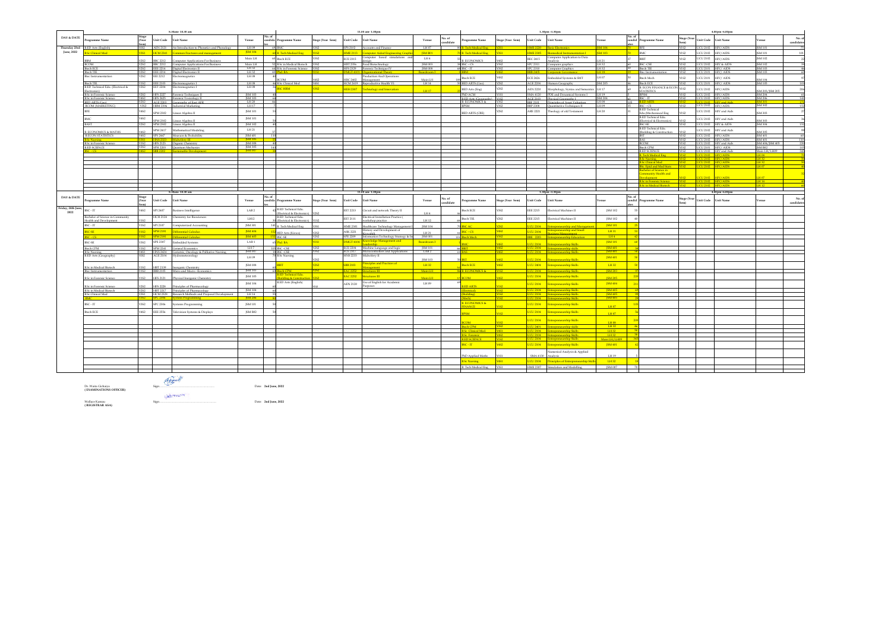## Thursday 23rd June, 2022

### 8.30am - 10.30 am

| Programme Name | Stage (Year Sem) | Unit Code | Unit Name | Venue | No. of candidates |
|---|---|---|---|---|---|
| B.ED Arts (English) | Y2S2 | AEN 2121 | An Introduction to Phonetics and Phonology | LH 09 | 69 |
| BSc Clinical Med | Y3S1 | HCM 2341 | Common Fractures and management | JSM 104 | 60 |
| BBM | Y2S2 | BBC 2212 | Computer Applications For Business | Main LH | 69 |
| BCOM | Y2S2 | BBC 2212 | Computer Applications For Business | Main LH | 72 |
| Bsch ECE | Y2S2 | EEE 2214 | Digital Electronics II | LH 32 | 69 |
| Bsch TIE | Y2S2 | EEE 2214 | Digital Electronics II | LH 32 | 44 |
| Bsc Instrumentation | Y2S2 | EEE 2212 | Electromagnetics | LH 08 | 44 |
| Bsch TIE | Y2S2 | EEE 2212 | Electromagnetics I | LH 08 | 44 |
| B.ED Technical Edu. (Electrical & Electronics) | Y2S2 | EET 2204 | Electromagnetics I | LH 08 | 34 |
| BSc in Forensic Science | Y2S2 | HFS 2225 | Forensic Techniques II | JSM 103 | 40 |
| BSc in Forensic Science | Y4S2 | HFS 2425 | Forensic Toxicology II | JSM 103 | 44 |
| BED ARTS (Geo) | Y2S2 | AGE 2203 | Geography of East AFR | LH 28 | 46 |
| BCOM (MARKETING) | Y3S2 | HBM 2306 | Industrial Marketing | LH 17 | 7 |
| BFE | Y4S2 | SPM 2342 | Linear Algebra II | JSM 101 | 53 |
| BMC | Y4S2 | SPM 2342 | Linear Algebra II | JSM 101 | 30 |
| BAST | Y3S2 | SPM 2342 | Linear Algebra II | JSM 102 | 40 |
| B. ECONOMICS & MATHS | Y4S2 | SPM 2417 | Mathematical Modeling | LH 21 | 32 |
| B.ECON STATISTICS | Y4S2 | SPS 2447 | Measure & Probability | JSM 401 | 110 |
| BSc Nursing | Y2S1 | HNS 2123 | Midwifery III | JSM 101 | 70 |
| BSc in Forensic Science | Y2S2 | HFS 2123 | Organic Chemistry | JSM 008 | 40 |
| B.ED SCIENCE | Y2S2 | SPH 2203 | Quantum Mechanics | JSM 305 | 14 |
| BSC – CS | Y4S2 | SBB 2202 | Sustainable Development | JSM 102 | 38 |

### 11.00 am - 1.00pm

| Programme Name | Stage (Year Sem) | Unit Code | Unit Name | Venue | No. of candidates |
|---|---|---|---|---|---|
| BMC | Y2S2 | SPS 2102 | Accounts and Finance | LH 07 | |
| B. Tech Medical Eng | Y1S2 | SMB 2113 | Computer Aided Engineering Graphics | JSM 401 | |
| Bsch ECE | Y2S2 | ECE 2313 | Computer based simulations and design | LH 4 | |
| BSc in Medical Biotech | Y3S2 | HBT 2316 | Food Biotechnology | JSM 001 | |
| BSc in Forensic Science | Y3S2 | HFS 2329 | Forensic Techniques IV | JSM 008 | |
| Phd. BA | Y1S1 | PMGT 4101 | Organizational Theory | Boardroom 3 | |
| BCOM | Y4S2 | HBC 2402 | Production And Operations Management | Main LH | |
| BSc Clinical Med | Y3S1 | HCM 2419 | Reproductive Health VI | LH 16 | |
| BSc HRM | Y4S2 | HRM 2307 | Technology and Innovation | LH 17 | |

### 1.30pm - 3.30pm

| Programme Name | Stage (Year Sem) | Unit Code | Unit Name | Venue | No. of candidates |
|---|---|---|---|---|---|
| B. Tech Medical Eng | Y3S1 | SMB 2220 | Basic Electronics | JSM 104 | |
| B. Tech Medical Eng | Y3S1 | SMB 2305 | Biomedical Instrumentation I | JSM 103 | |
| B. ECONOMICS | Y4S2 | SPC 2415 | Computer Application to Data Analysis | LH 21 | 27 |
| BSC – CS | Y2S2 | SPC 2311 | Computer graphics | LH 32 | 60 |
| BSC – IT | Y2S2 | SPC 2310 | Computer Graphics | LH 32 | 87 |
| BBM | Y4S2 | BBB 2405 | Corporate Governance | LH 18 | 69 |
| Bsch ECE | Y4S2 | ECE 2426 | Embedded Systems & SMT | LH 07 | 50 |
| BED ARTS (Geo) | Y2S2 | AGE 2204 | Human Geography | JSM 203 | 86 |
| BED Arts (Eng) | Y2S2 | AEN 2225 | Morphology, Syntax and Semantics | LH 17 | 69 |
| PhD ACM | Y1S1 | SMA 4120 | PDE and Dynamical Systems I | LH 19 | 1 |
| B.ED Arts (Geography) | Y1S2 | AGE 2103 | Physical Geography I | JSM 204 | 61 |
| B. ECONOMICS & FINANCE | Y2S2 | BBF 2101 | Principles of Asset Valuation | LH 09 | 105 |
| BPSM | Y2S2 | BBF 2308 | Quantitative Techniques II | LH 09 | 21 |
| BED ARTS (CRE) | Y2S2 | ARE 2221 | Theology of old Testament | LH 28 | 31 |

### 4.00pm - 6.00pm

| Programme Name | Stage (Year Sem) | Unit Code | Unit Name | Venue | No. of candidates |
|---|---|---|---|---|---|
| BFE | Y1S2 | UCU 2102 | HIV/AIDS | JSM 101 | 73 |
| BMC | Y1S2 | UCU 2102 | HIV/AIDS | JSM 101 | 101 |
| BBIT | Y1S2 | UCU 2102 | HIV/AIDS | JSM 102 | 22 |
| BSC – CSE | Y1S2 | UCU 2102 | HIV & AIDS | JSM 102 | 39 |
| Bsch TIE | Y1S2 | UCU 2101 | HIV/ AIDS | JSM 103 | 46 |
| Bsc Instrumentation | Y1S2 | UCU 2101 | HIV/ AIDS | JSM 103 | 63 |
| Bsch Mech | Y1S2 | UCU 2101 | HIV/ AIDS | JSM 104 | 97 |
| Bsch ECE | Y1S2 | UCU 2101 | HIV/ AIDS | JSM 105 | 103 |
| B. ECON FINANCE & ECON STATISTICS | Y1S2 | UCU 2102 | HIV/AIDS | JSM 203/JSM 205 | 206 |
| BPSM | Y1S2 | UCU 2102 | HIV/AIDS | JSM 204 | 45 |
| BSC – IT | Y1S2 | UCU 2102 | HIV/AIDS | JSM 206 | 141 |
| B.ED ARTS | Y1S2 | UCU 2102 | HIV and Aids | JSM 301 | 171 |
| BSC – CS | Y1S2 | UCU 2101 | HIV/AIDS | JSM 302 | 152 |
| B.ED Technical Edu (Mechanical Eng) | Y1S2 | UCU 2102 | HIV and Aids | JSM 303 | 27 |
| B.ED Technical Edu. (Electrical & Electronics) | Y1S2 | UCU 2102 | HIV and Aids | JSM 303 | 84 |
| BSC SE | Y1S2 | UCU 2101 | HIV & AIDS | JSM 304 | 152 |
| B.ED Technical Edu. (Building & Construction) | Y1S2 | UCU 2102 | HIV and Aids | JSM 305 | 99 |
| BST | Y1S2 | UCU 2102 | HIV/AIDS | JSM 401 | 110 |
| BAS | Y1S2 | UCU 2102 | HIV/AIDS | JSM 401 | 60 |
| BCOM | Y1S2 | UCU 2102 | HIV and Aids | JSM 404/JSM 405 | 220 |
| Bsch CPM | Y1S2 | UCU 2101 | HIV/ AIDS | JSM 002 | 102 |
| B.ED SCIENCE | Y1S2 | UCU 2102 | HIV and Aids | Main LH/LH09 | 343 |
| B. Tech Medical Eng | Y1S2 | UCU 2102 | HIV/AIDS | LH 04 | |
| BSc Nursing | Y1S2 | UCU 2102 | HIV/AIDS | LH 32 | |
| BSc Clinical Med | Y1S2 | UCU 2102 | HIV/AIDS | LH 32 | |
| Bsc. Epid and Med Stats | Y1S2 | UCU 2101 | HIV/AIDS | LH 07 | |
| Bachelor of Science in Community Health and Development | Y1S2 | UCU 2102 | HIV/AIDS | LH 07 | 52 |
| BSc in Forensic Science | Y1S2 | UCU 2102 | HIV/AIDS | LH 16 | 40 |
| BSc in Medical Biotech | Y1S2 | UCU 2102 | HIV/AIDS | LH 32 | 60 |

## Friday, 24th June, 2022

### 8.30am - 10.30 am

| Programme Name | Stage (Year Sem) | Unit Code | Unit Name | Venue | No. of candidates |
|---|---|---|---|---|---|
| BSC – IT | Y4S2 | SPI 2407 | Business Intelligence | LAB 2 | 42 |
| Bachelor of Science in Community Health and Development | Y1S2 | HCH 2124 | Chemistry for Bioscience | LH12 | |
| BSC – IT | Y2S2 | SPI 2107 | Computerized Accounting | JSM 301 | 141 |
| BSC-SE | Y1S2 | SPM 2101 | Differential Calculus | JSM 404 | 152 |
| BSC – CS | Y1S2 | SPM 2101 | Differential Calculus | JSM 405 | 152 |
| BSC-SE | Y4S2 | SPE 2407 | Embedded Systems | LAB 1 | 65 |
| Bsch CPM | Y2S2 | SPM 2241 | General Economics | LH 7 | 103 |
| B.Sc Nursing | Y4S1 | HNS 2424 | Geriatric, Oncology & Palliative Nursing | JSM 002 | |
| B.ED Arts (Geography) | Y4S2 | AGE 2104 | Hydrometeorology | LH 09 | |
| BSc in Medical Biotech | Y1S2 | HBT 2139 | Inorganic Chemistry | JSM 008 | 60 |
| Bsc Instrumentation | Y1S2 | SBB 2105 | Micro and Macro -Economics | JSM 103 | 60 |
| BSc in Forensic Science | Y1S2 | HFS 2121 | Physical Inorganic Chemistry | JSM 105 | |
| BSc in Forensic Science | Y2S2 | HFS 2226 | Principles of Pharmacology | JSM 104 | |
| BSc in Medical Biotech | Y2S1 | HBT 2217 | Principles of Pharmacology | JSM 104 | |
| BSc Clinical Med | Y3S1 | HCM 2329 | Research Methods and Proposal Development | LH 14 | 50 |
| BMC | Y4S2 | SPC 2406 | Systems Programming | JSM 206 | |
| BSC – IT | Y4S2 | SPC 2406 | Systems Programming | JSM 101 | |
| Bsch ECE | Y4S2 | EEE 2556 | Television Systems & Displays | JSM 002 | |

### 11.00 am - 1.00pm

| Programme Name | Stage (Year Sem) | Unit Code | Unit Name | Venue | No. of candidates |
|---|---|---|---|---|---|
| B.ED Technical Edu. (Electrical & Electronics) | Y2S2 | EET 2213 | Circuit and network Theory II | LH 4 | |
| B.ED Technical Edu. (Electrical & Electronics) | Y1S2 | EET 2111 | Electrical Installation Practice (workshop practice) | LH 12 | |
| B. Tech Medical Eng | Y3S1 | HME 2301 | Healthcare Technology Management I | JSM 104 | |
| BED Arts (Kiswa) | Y2S2 | ASK 2221 | History and Development of Kiswahili | LH 21 | |
| BSC-SE | Y2S2 | SPE 2209 | Information Technology Strategy & Innovation | JSM 101 | |
| Phd. BA | Y1S1 | PMGT 4104 | Knowledge Management and Leadership | Boardroom 3 | |
| BSC – CSE | Y2S2 | ECE 2204 | Machine Language and logic | JSM 101 | |
| BSC – CSE | Y2S2 | ECE 2317 | Microcontrollers and Applications | LAB 2 | |
| BSc Nursing | Y2S2 | HNS 2235 | Midwifery II | JSM 103 | |
| BBIT | Y2S2 | SBB 2101 | Principles and Practices of Management | LH 32 | |
| Bsch CPM | Y2S2 | EAC 2252 | Structures III | Main LH | |
| B.ED Technical Edu. (Building & Construction) | Y2S2 | EAC 2252 | Structures III | Main LH | |
| B.ED Arts (English) | Y1S2 | AEN 2120 | Use of English for Academic Purposes | LH 09 | |

### 1.30pm - 3.30pm

| Programme Name | Stage (Year Sem) | Unit Code | Unit Name | Venue | No. of candidates |
|---|---|---|---|---|---|
| Bsch ECE | Y2S2 | EEE 2215 | Electrical Machines II | JSM 102 | 55 |
| Bsch TIE | Y2S2 | EEE 2215 | Electrical Machines II | JSM 102 | 44 |
| BSC AC | Y3S2 | UCU 2304 | Entrepreneurship and Management | JSM 101 | 25 |
| BSC – CS | Y3S2 | UCU 2304 | Entrepreneurship and Small Business Management | LH 31 | 53 |
| Bsch Mech | Y3S2 | BBE 2201 | Entrepreneurship Education | LH 4 | 62 |
| BMC | Y3S2 | UCU 2304 | Entrepreneurship Skills | JSM 101 | 68 |
| BBIT | Y3S2 | UCU 2304 | Entrepreneurship Skills | JSM 401 | |
| BAS | Y3S2 | UCU 2304 | Entrepreneurship Skills | JSM 405 | |
| BST | Y3S2 | UCU 2304 | Entrepreneurship Skills | JSM 401 | |
| Bsch ECE | Y3S2 | UCU 2304 | Entrepreneurship Skills | LH 32 | |
| B. ECONOMICS & STATISTICS | Y3S2 | UCU 2304 | Entrepreneurship Skills | JSM 203 | |
| BCOM | Y3S2 | UCU 2304 | Entrepreneurship Skills | JSM 205 | 228 |
| B.ED ARTS | Y3S2 | UCU 2304 | Entrepreneurship Skills | JSM 404 | |
| (Electrical) | Y3S2 | UCU 2304 | Entrepreneurship Skills | JSM 403 | |
| (Building) | Y3S2 | UCU 2304 | Entrepreneurship Skills | JSM 403 | |
| (Mech) | Y3S2 | UCU 2304 | Entrepreneurship Skills | JSM 404 | |
| B. ECONOMICS & FINANCE | Y3S2 | UCU 2304 | Entrepreneurship Skills | LH 07 | |
| BPSM | Y3S2 | UCU 2304 | Entrepreneurship Skills | LH 07 | |
| BCOM | Y3S2 | UCU 2304 | Entrepreneurship Skills | LH 08 | 209 |
| Bsch CPM | Y3S2 | UCU 2401 | Entrepreneurship Skills | LH 32 | |
| BSc Clinical Med | Y4S1 | UCU 2304 | Entrepreneurship Skills | LH 32 | |
| BSc Forensic | Y3S2 | UCU 2304 | Entrepreneurship Skills | LH 32 | |
| B.ED SCIENCE | Y3S2 | UCU 2304 | Entrepreneurship Skills | Main LH/LH09 | |
| BSC – IT | Y3S2 | UCU 2304 | Entrepreneurship Skills | JSM 401 | |
| PhD Applied Maths | Y1S1 | SMA 4130 | Numerical Analysis & Applied Analysis | LH 19 | |
| BSc Nursing | Y4S1 | UCU 2304 | Principles of Entrepreneurship Skills | LH 32 | |
| B. Tech Medical Eng | Y3S1 | HME 2307 | Simulation and Modelling | JSM 007 | |

### 4.00pm - 6.00pm

Dr. Waita Gichuiya **(EXAMINATIONS OFFICER)** Sign:……………………………… Date: **2nd June, 2022**

Wallace Kamau **(REGISTRAR ASA)** Sign:……………………………… Date: **2nd June, 2022**